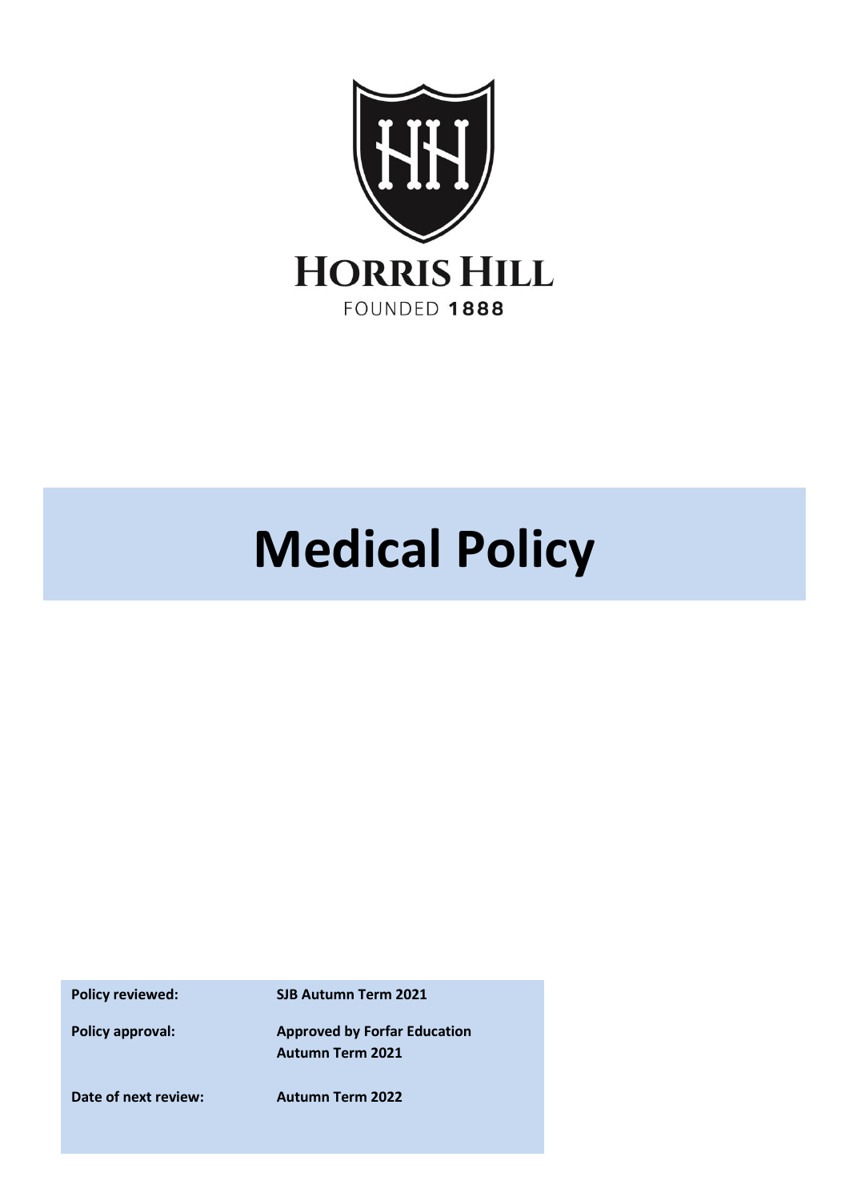HORRIS HILL

FOUNDED 1888

# Medical Policy

| | |
|---|---|
| **Policy reviewed:** | **SJB Autumn Term 2021** |
| **Policy approval:** | **Approved by Forfar Education Autumn Term 2021** |
| **Date of next review:** | **Autumn Term 2022** |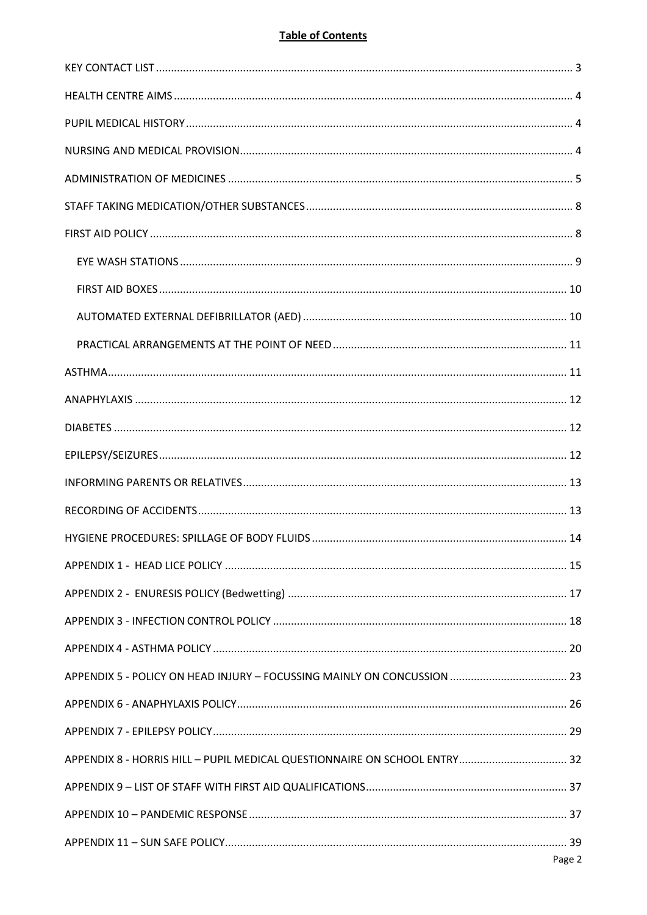**Table of Contents**

- KEY CONTACT LIST ........ 3
- HEALTH CENTRE AIMS ........ 4
- PUPIL MEDICAL HISTORY ........ 4
- NURSING AND MEDICAL PROVISION ........ 4
- ADMINISTRATION OF MEDICINES ........ 5
- STAFF TAKING MEDICATION/OTHER SUBSTANCES ........ 8
- FIRST AID POLICY ........ 8
  - EYE WASH STATIONS ........ 9
  - FIRST AID BOXES ........ 10
  - AUTOMATED EXTERNAL DEFIBRILLATOR (AED) ........ 10
  - PRACTICAL ARRANGEMENTS AT THE POINT OF NEED ........ 11
- ASTHMA ........ 11
- ANAPHYLAXIS ........ 12
- DIABETES ........ 12
- EPILEPSY/SEIZURES ........ 12
- INFORMING PARENTS OR RELATIVES ........ 13
- RECORDING OF ACCIDENTS ........ 13
- HYGIENE PROCEDURES: SPILLAGE OF BODY FLUIDS ........ 14
- APPENDIX 1 - HEAD LICE POLICY ........ 15
- APPENDIX 2 - ENURESIS POLICY (Bedwetting) ........ 17
- APPENDIX 3 - INFECTION CONTROL POLICY ........ 18
- APPENDIX 4 - ASTHMA POLICY ........ 20
- APPENDIX 5 - POLICY ON HEAD INJURY – FOCUSSING MAINLY ON CONCUSSION ........ 23
- APPENDIX 6 - ANAPHYLAXIS POLICY ........ 26
- APPENDIX 7 - EPILEPSY POLICY ........ 29
- APPENDIX 8 - HORRIS HILL – PUPIL MEDICAL QUESTIONNAIRE ON SCHOOL ENTRY ........ 32
- APPENDIX 9 – LIST OF STAFF WITH FIRST AID QUALIFICATIONS ........ 37
- APPENDIX 10 – PANDEMIC RESPONSE ........ 37
- APPENDIX 11 – SUN SAFE POLICY ........ 39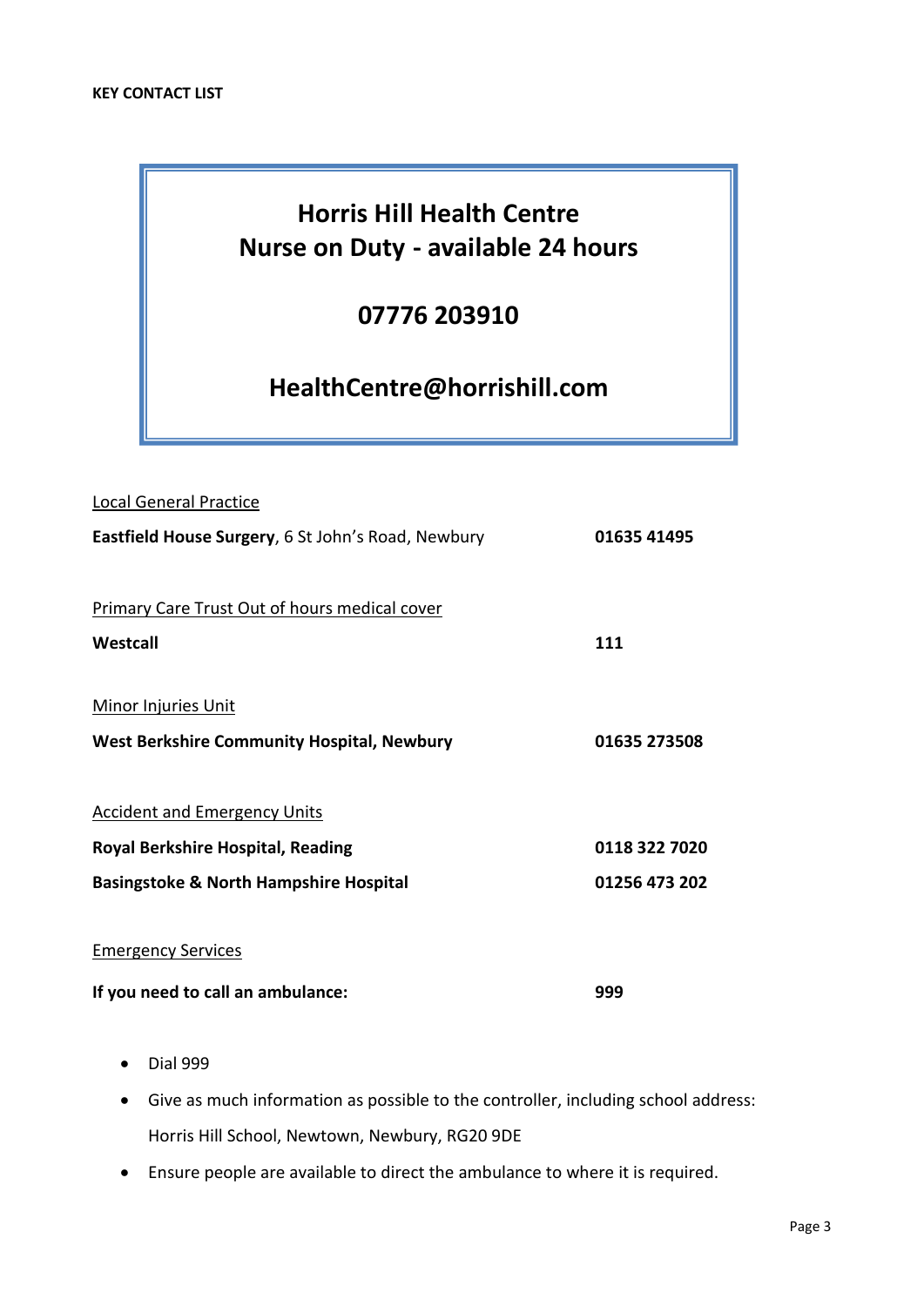**KEY CONTACT LIST**

## Horris Hill Health Centre
## Nurse on Duty - available 24 hours

## 07776 203910

## HealthCentre@horrishill.com

<u>Local General Practice</u>

**Eastfield House Surgery**, 6 St John's Road, Newbury — **01635 41495**

<u>Primary Care Trust Out of hours medical cover</u>

**Westcall** — **111**

<u>Minor Injuries Unit</u>

**West Berkshire Community Hospital, Newbury** — **01635 273508**

<u>Accident and Emergency Units</u>

**Royal Berkshire Hospital, Reading** — **0118 322 7020**

**Basingstoke & North Hampshire Hospital** — **01256 473 202**

<u>Emergency Services</u>

**If you need to call an ambulance:** — **999**

- Dial 999
- Give as much information as possible to the controller, including school address: Horris Hill School, Newtown, Newbury, RG20 9DE
- Ensure people are available to direct the ambulance to where it is required.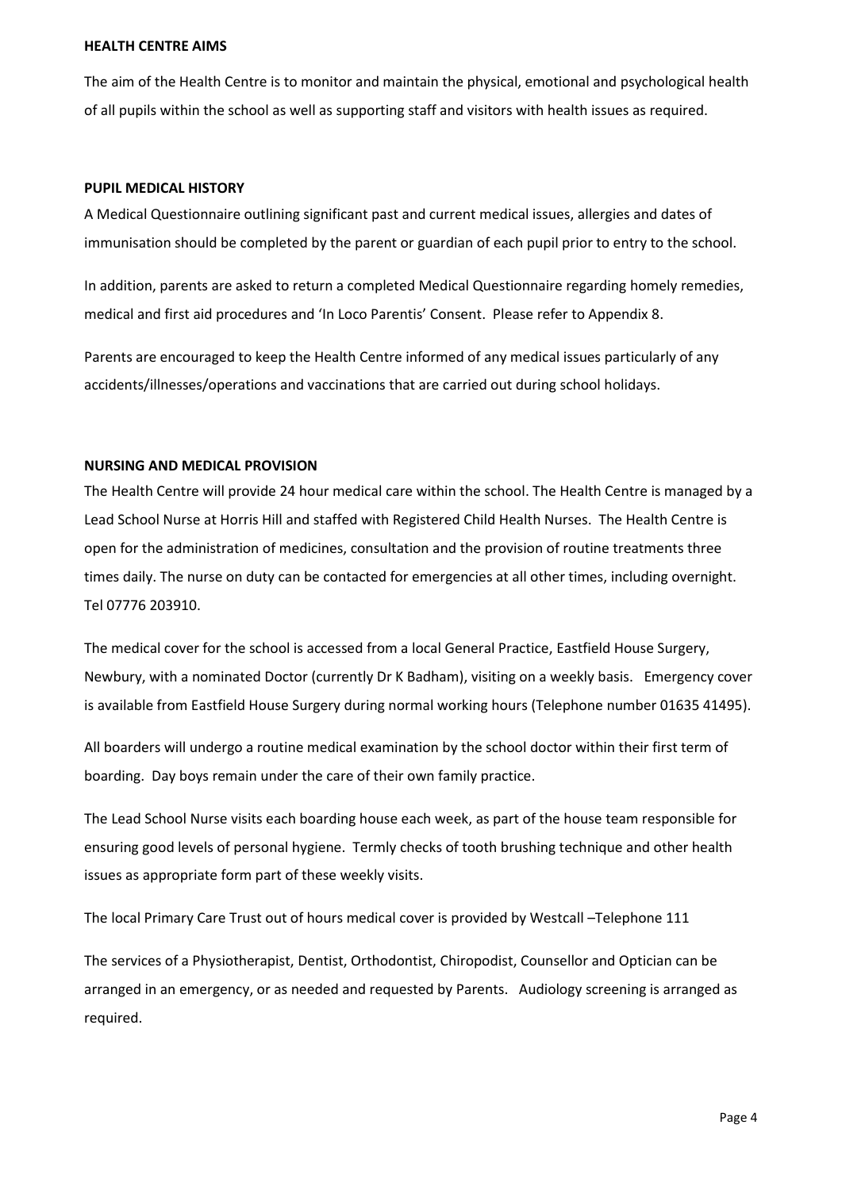## HEALTH CENTRE AIMS

The aim of the Health Centre is to monitor and maintain the physical, emotional and psychological health of all pupils within the school as well as supporting staff and visitors with health issues as required.

## PUPIL MEDICAL HISTORY

A Medical Questionnaire outlining significant past and current medical issues, allergies and dates of immunisation should be completed by the parent or guardian of each pupil prior to entry to the school.

In addition, parents are asked to return a completed Medical Questionnaire regarding homely remedies, medical and first aid procedures and 'In Loco Parentis' Consent. Please refer to Appendix 8.

Parents are encouraged to keep the Health Centre informed of any medical issues particularly of any accidents/illnesses/operations and vaccinations that are carried out during school holidays.

## NURSING AND MEDICAL PROVISION

The Health Centre will provide 24 hour medical care within the school. The Health Centre is managed by a Lead School Nurse at Horris Hill and staffed with Registered Child Health Nurses. The Health Centre is open for the administration of medicines, consultation and the provision of routine treatments three times daily. The nurse on duty can be contacted for emergencies at all other times, including overnight. Tel 07776 203910.

The medical cover for the school is accessed from a local General Practice, Eastfield House Surgery, Newbury, with a nominated Doctor (currently Dr K Badham), visiting on a weekly basis. Emergency cover is available from Eastfield House Surgery during normal working hours (Telephone number 01635 41495).

All boarders will undergo a routine medical examination by the school doctor within their first term of boarding. Day boys remain under the care of their own family practice.

The Lead School Nurse visits each boarding house each week, as part of the house team responsible for ensuring good levels of personal hygiene. Termly checks of tooth brushing technique and other health issues as appropriate form part of these weekly visits.

The local Primary Care Trust out of hours medical cover is provided by Westcall –Telephone 111

The services of a Physiotherapist, Dentist, Orthodontist, Chiropodist, Counsellor and Optician can be arranged in an emergency, or as needed and requested by Parents. Audiology screening is arranged as required.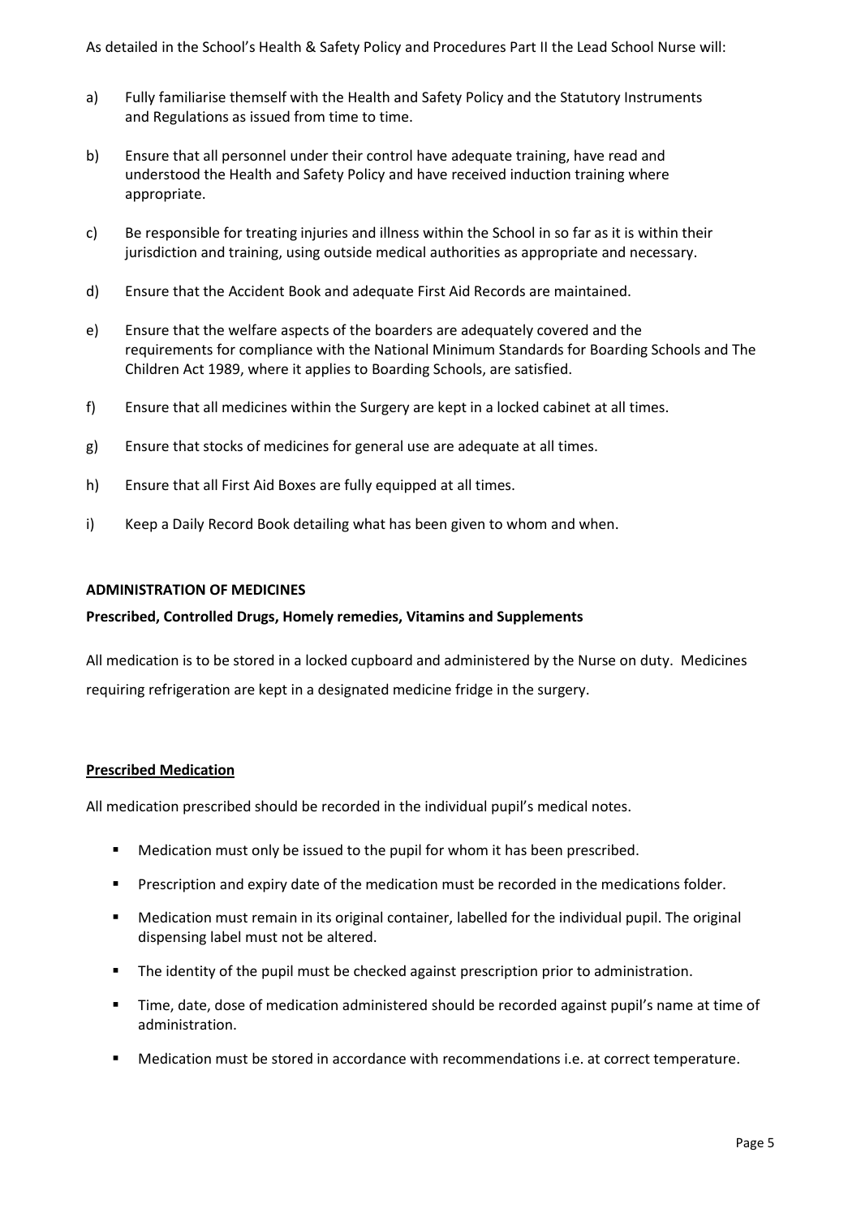As detailed in the School's Health & Safety Policy and Procedures Part II the Lead School Nurse will:

a) Fully familiarise themself with the Health and Safety Policy and the Statutory Instruments and Regulations as issued from time to time.

b) Ensure that all personnel under their control have adequate training, have read and understood the Health and Safety Policy and have received induction training where appropriate.

c) Be responsible for treating injuries and illness within the School in so far as it is within their jurisdiction and training, using outside medical authorities as appropriate and necessary.

d) Ensure that the Accident Book and adequate First Aid Records are maintained.

e) Ensure that the welfare aspects of the boarders are adequately covered and the requirements for compliance with the National Minimum Standards for Boarding Schools and The Children Act 1989, where it applies to Boarding Schools, are satisfied.

f) Ensure that all medicines within the Surgery are kept in a locked cabinet at all times.

g) Ensure that stocks of medicines for general use are adequate at all times.

h) Ensure that all First Aid Boxes are fully equipped at all times.

i) Keep a Daily Record Book detailing what has been given to whom and when.

**ADMINISTRATION OF MEDICINES**

**Prescribed, Controlled Drugs, Homely remedies, Vitamins and Supplements**

All medication is to be stored in a locked cupboard and administered by the Nurse on duty. Medicines requiring refrigeration are kept in a designated medicine fridge in the surgery.

**Prescribed Medication**

All medication prescribed should be recorded in the individual pupil's medical notes.

- Medication must only be issued to the pupil for whom it has been prescribed.
- Prescription and expiry date of the medication must be recorded in the medications folder.
- Medication must remain in its original container, labelled for the individual pupil. The original dispensing label must not be altered.
- The identity of the pupil must be checked against prescription prior to administration.
- Time, date, dose of medication administered should be recorded against pupil's name at time of administration.
- Medication must be stored in accordance with recommendations i.e. at correct temperature.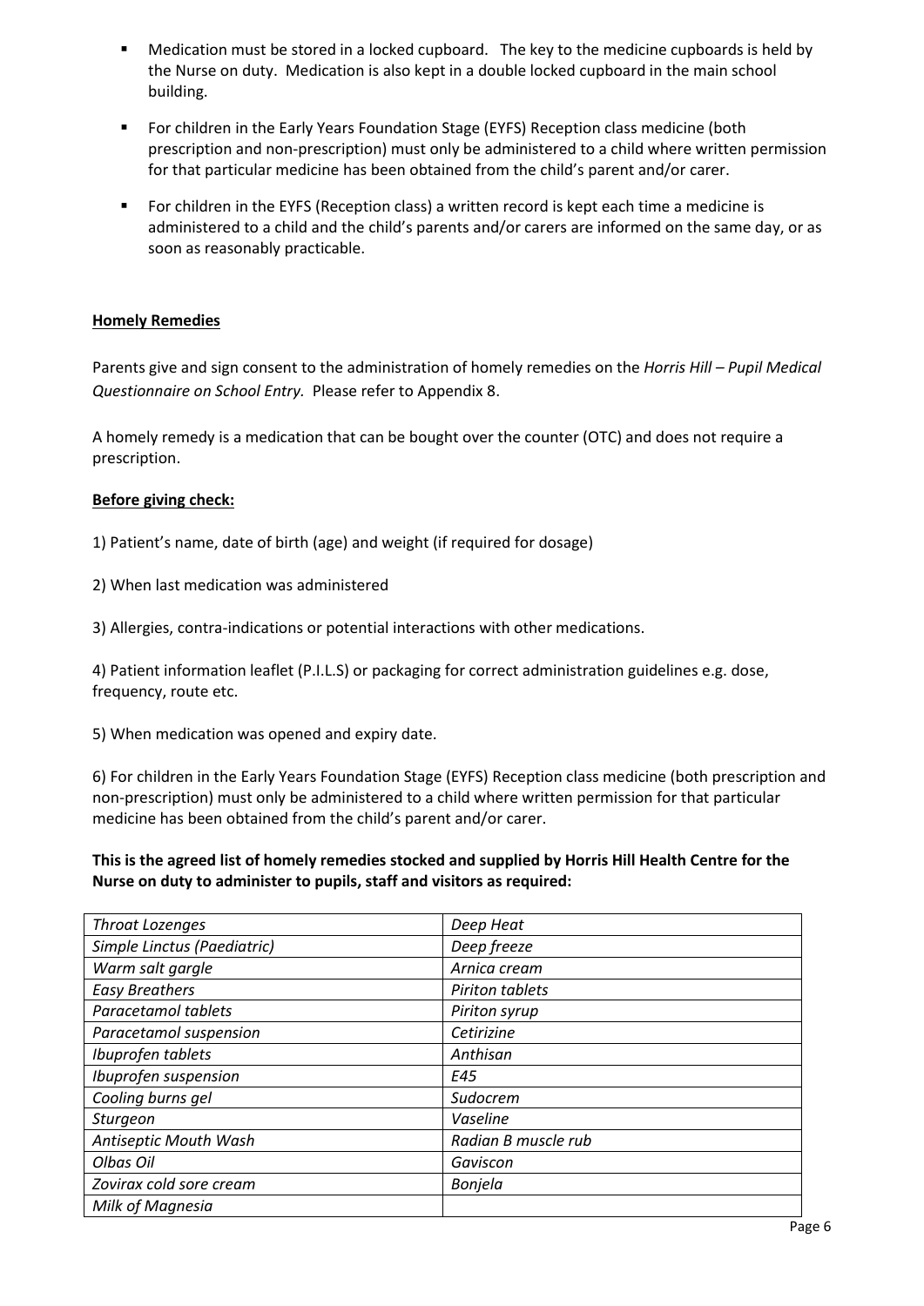- Medication must be stored in a locked cupboard. The key to the medicine cupboards is held by the Nurse on duty. Medication is also kept in a double locked cupboard in the main school building.
- For children in the Early Years Foundation Stage (EYFS) Reception class medicine (both prescription and non-prescription) must only be administered to a child where written permission for that particular medicine has been obtained from the child's parent and/or carer.
- For children in the EYFS (Reception class) a written record is kept each time a medicine is administered to a child and the child's parents and/or carers are informed on the same day, or as soon as reasonably practicable.

**Homely Remedies**

Parents give and sign consent to the administration of homely remedies on the *Horris Hill – Pupil Medical Questionnaire on School Entry.* Please refer to Appendix 8.

A homely remedy is a medication that can be bought over the counter (OTC) and does not require a prescription.

**Before giving check:**

1) Patient's name, date of birth (age) and weight (if required for dosage)

2) When last medication was administered

3) Allergies, contra-indications or potential interactions with other medications.

4) Patient information leaflet (P.I.L.S) or packaging for correct administration guidelines e.g. dose, frequency, route etc.

5) When medication was opened and expiry date.

6) For children in the Early Years Foundation Stage (EYFS) Reception class medicine (both prescription and non-prescription) must only be administered to a child where written permission for that particular medicine has been obtained from the child's parent and/or carer.

**This is the agreed list of homely remedies stocked and supplied by Horris Hill Health Centre for the Nurse on duty to administer to pupils, staff and visitors as required:**

| | |
|---|---|
| *Throat Lozenges* | *Deep Heat* |
| *Simple Linctus (Paediatric)* | *Deep freeze* |
| *Warm salt gargle* | *Arnica cream* |
| *Easy Breathers* | *Piriton tablets* |
| *Paracetamol tablets* | *Piriton syrup* |
| *Paracetamol suspension* | *Cetirizine* |
| *Ibuprofen tablets* | *Anthisan* |
| *Ibuprofen suspension* | *E45* |
| *Cooling burns gel* | *Sudocrem* |
| *Sturgeon* | *Vaseline* |
| *Antiseptic Mouth Wash* | *Radian B muscle rub* |
| *Olbas Oil* | *Gaviscon* |
| *Zovirax cold sore cream* | *Bonjela* |
| *Milk of Magnesia* | |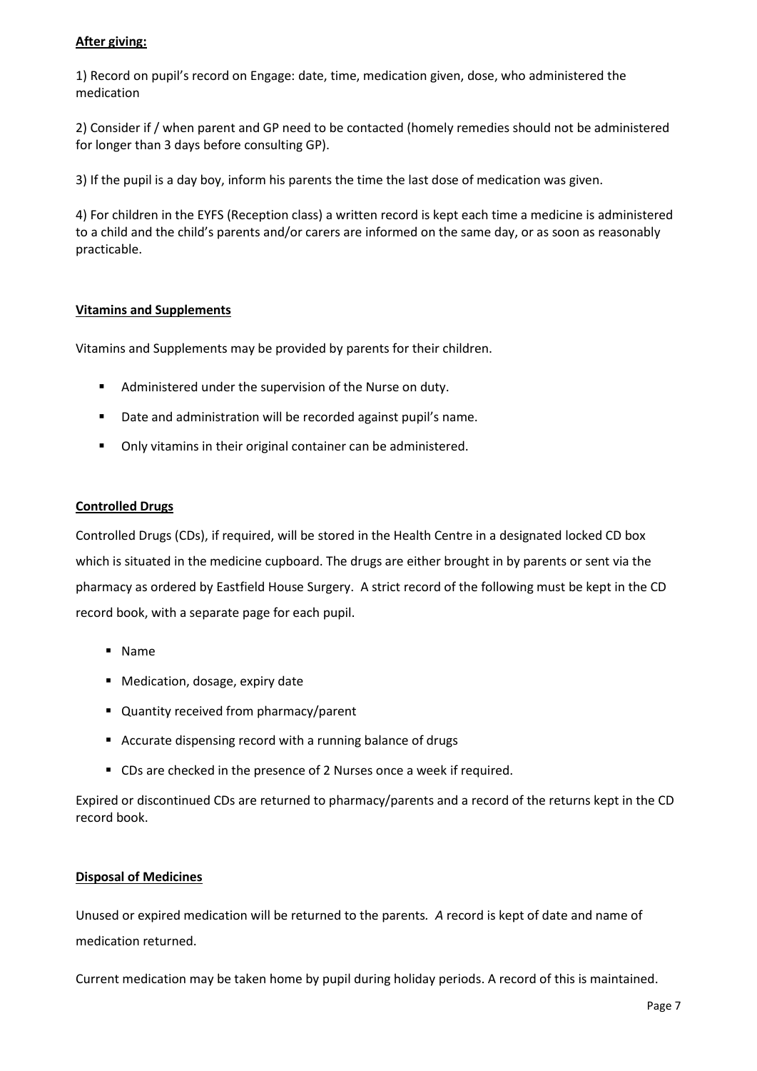**After giving:**

1) Record on pupil's record on Engage: date, time, medication given, dose, who administered the medication

2) Consider if / when parent and GP need to be contacted (homely remedies should not be administered for longer than 3 days before consulting GP).

3) If the pupil is a day boy, inform his parents the time the last dose of medication was given.

4) For children in the EYFS (Reception class) a written record is kept each time a medicine is administered to a child and the child's parents and/or carers are informed on the same day, or as soon as reasonably practicable.

**Vitamins and Supplements**

Vitamins and Supplements may be provided by parents for their children.

- Administered under the supervision of the Nurse on duty.
- Date and administration will be recorded against pupil's name.
- Only vitamins in their original container can be administered.

**Controlled Drugs**

Controlled Drugs (CDs), if required, will be stored in the Health Centre in a designated locked CD box which is situated in the medicine cupboard. The drugs are either brought in by parents or sent via the pharmacy as ordered by Eastfield House Surgery. A strict record of the following must be kept in the CD record book, with a separate page for each pupil.

- Name
- Medication, dosage, expiry date
- Quantity received from pharmacy/parent
- Accurate dispensing record with a running balance of drugs
- CDs are checked in the presence of 2 Nurses once a week if required.

Expired or discontinued CDs are returned to pharmacy/parents and a record of the returns kept in the CD record book.

**Disposal of Medicines**

Unused or expired medication will be returned to the parents. *A* record is kept of date and name of medication returned.

Current medication may be taken home by pupil during holiday periods. A record of this is maintained.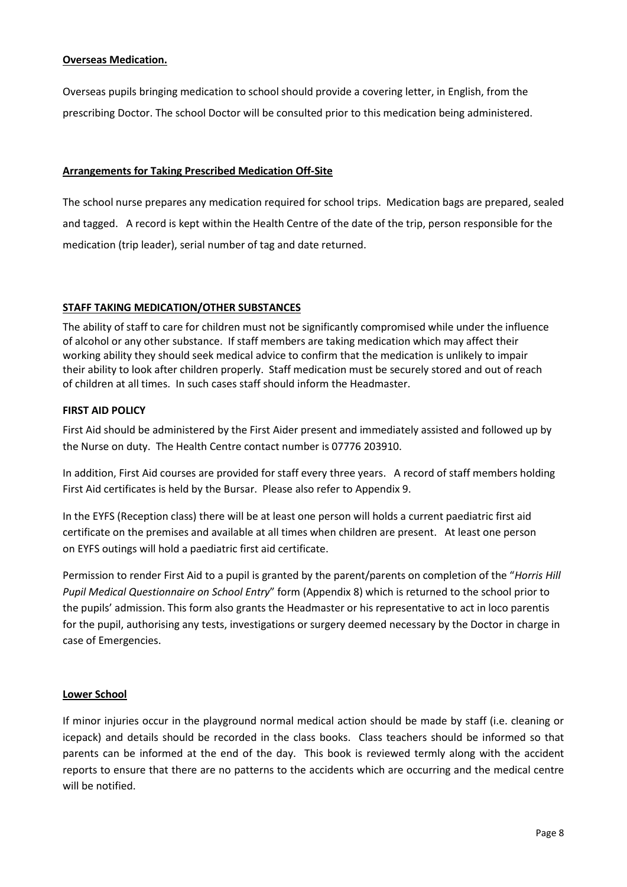**Overseas Medication.**

Overseas pupils bringing medication to school should provide a covering letter, in English, from the prescribing Doctor. The school Doctor will be consulted prior to this medication being administered.

**Arrangements for Taking Prescribed Medication Off-Site**

The school nurse prepares any medication required for school trips. Medication bags are prepared, sealed and tagged. A record is kept within the Health Centre of the date of the trip, person responsible for the medication (trip leader), serial number of tag and date returned.

**STAFF TAKING MEDICATION/OTHER SUBSTANCES**

The ability of staff to care for children must not be significantly compromised while under the influence of alcohol or any other substance. If staff members are taking medication which may affect their working ability they should seek medical advice to confirm that the medication is unlikely to impair their ability to look after children properly. Staff medication must be securely stored and out of reach of children at all times. In such cases staff should inform the Headmaster.

**FIRST AID POLICY**

First Aid should be administered by the First Aider present and immediately assisted and followed up by the Nurse on duty. The Health Centre contact number is 07776 203910.

In addition, First Aid courses are provided for staff every three years. A record of staff members holding First Aid certificates is held by the Bursar. Please also refer to Appendix 9.

In the EYFS (Reception class) there will be at least one person will holds a current paediatric first aid certificate on the premises and available at all times when children are present. At least one person on EYFS outings will hold a paediatric first aid certificate.

Permission to render First Aid to a pupil is granted by the parent/parents on completion of the "*Horris Hill Pupil Medical Questionnaire on School Entry*" form (Appendix 8) which is returned to the school prior to the pupils' admission. This form also grants the Headmaster or his representative to act in loco parentis for the pupil, authorising any tests, investigations or surgery deemed necessary by the Doctor in charge in case of Emergencies.

**Lower School**

If minor injuries occur in the playground normal medical action should be made by staff (i.e. cleaning or icepack) and details should be recorded in the class books. Class teachers should be informed so that parents can be informed at the end of the day. This book is reviewed termly along with the accident reports to ensure that there are no patterns to the accidents which are occurring and the medical centre will be notified.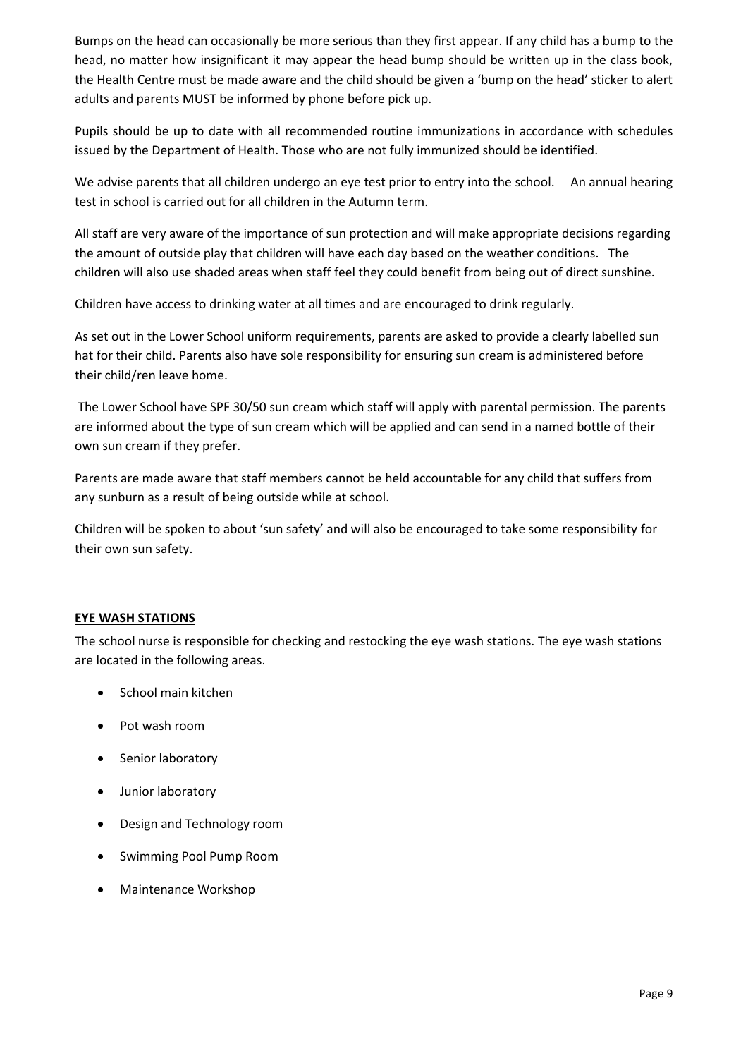Bumps on the head can occasionally be more serious than they first appear. If any child has a bump to the head, no matter how insignificant it may appear the head bump should be written up in the class book, the Health Centre must be made aware and the child should be given a 'bump on the head' sticker to alert adults and parents MUST be informed by phone before pick up.

Pupils should be up to date with all recommended routine immunizations in accordance with schedules issued by the Department of Health. Those who are not fully immunized should be identified.

We advise parents that all children undergo an eye test prior to entry into the school. An annual hearing test in school is carried out for all children in the Autumn term.

All staff are very aware of the importance of sun protection and will make appropriate decisions regarding the amount of outside play that children will have each day based on the weather conditions. The children will also use shaded areas when staff feel they could benefit from being out of direct sunshine.

Children have access to drinking water at all times and are encouraged to drink regularly.

As set out in the Lower School uniform requirements, parents are asked to provide a clearly labelled sun hat for their child. Parents also have sole responsibility for ensuring sun cream is administered before their child/ren leave home.

The Lower School have SPF 30/50 sun cream which staff will apply with parental permission. The parents are informed about the type of sun cream which will be applied and can send in a named bottle of their own sun cream if they prefer.

Parents are made aware that staff members cannot be held accountable for any child that suffers from any sunburn as a result of being outside while at school.

Children will be spoken to about 'sun safety' and will also be encouraged to take some responsibility for their own sun safety.

## EYE WASH STATIONS

The school nurse is responsible for checking and restocking the eye wash stations. The eye wash stations are located in the following areas.

- School main kitchen
- Pot wash room
- Senior laboratory
- Junior laboratory
- Design and Technology room
- Swimming Pool Pump Room
- Maintenance Workshop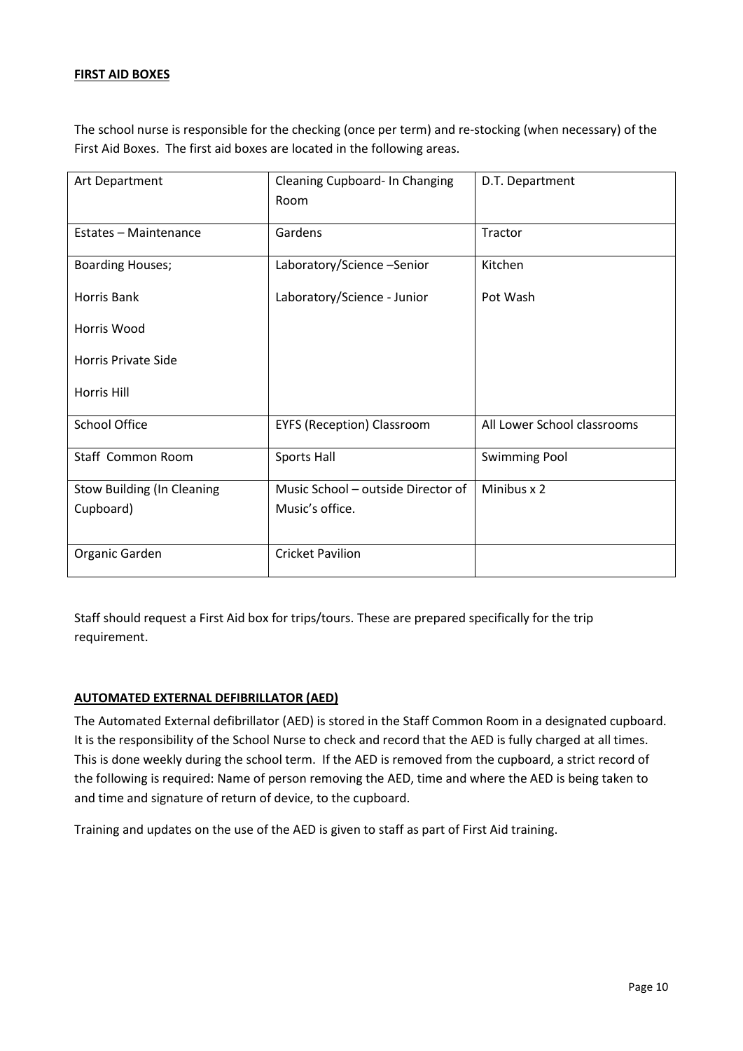**FIRST AID BOXES**

The school nurse is responsible for the checking (once per term) and re-stocking (when necessary) of the First Aid Boxes. The first aid boxes are located in the following areas.

| Art Department | Cleaning Cupboard- In Changing Room | D.T. Department |
|---|---|---|
| Estates – Maintenance | Gardens | Tractor |
| Boarding Houses;<br><br>Horris Bank<br><br>Horris Wood<br><br>Horris Private Side<br><br>Horris Hill | Laboratory/Science –Senior<br><br>Laboratory/Science - Junior | Kitchen<br><br>Pot Wash |
| School Office | EYFS (Reception) Classroom | All Lower School classrooms |
| Staff Common Room | Sports Hall | Swimming Pool |
| Stow Building (In Cleaning Cupboard) | Music School – outside Director of Music's office. | Minibus x 2 |
| Organic Garden | Cricket Pavilion | |

Staff should request a First Aid box for trips/tours. These are prepared specifically for the trip requirement.

**AUTOMATED EXTERNAL DEFIBRILLATOR (AED)**

The Automated External defibrillator (AED) is stored in the Staff Common Room in a designated cupboard. It is the responsibility of the School Nurse to check and record that the AED is fully charged at all times. This is done weekly during the school term. If the AED is removed from the cupboard, a strict record of the following is required: Name of person removing the AED, time and where the AED is being taken to and time and signature of return of device, to the cupboard.

Training and updates on the use of the AED is given to staff as part of First Aid training.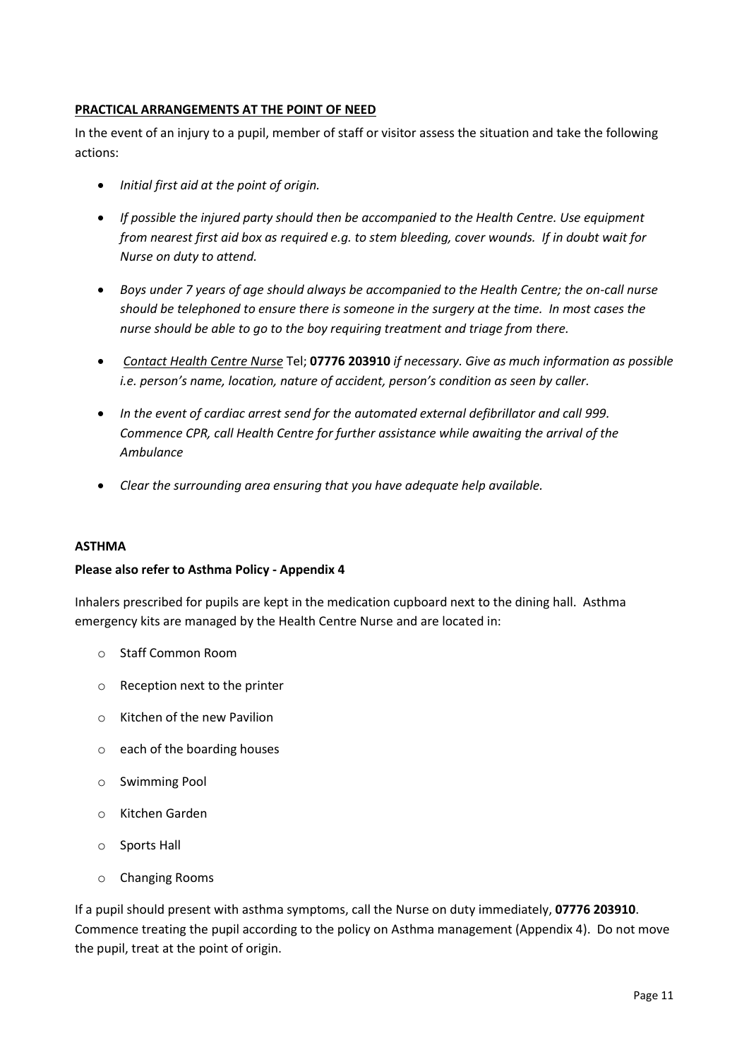**<u>PRACTICAL ARRANGEMENTS AT THE POINT OF NEED</u>**

In the event of an injury to a pupil, member of staff or visitor assess the situation and take the following actions:

- *Initial first aid at the point of origin.*
- *If possible the injured party should then be accompanied to the Health Centre. Use equipment from nearest first aid box as required e.g. to stem bleeding, cover wounds. If in doubt wait for Nurse on duty to attend.*
- *Boys under 7 years of age should always be accompanied to the Health Centre; the on-call nurse should be telephoned to ensure there is someone in the surgery at the time. In most cases the nurse should be able to go to the boy requiring treatment and triage from there.*
- *<u>Contact Health Centre Nurse</u>* Tel; **07776 203910** *if necessary. Give as much information as possible i.e. person's name, location, nature of accident, person's condition as seen by caller.*
- *In the event of cardiac arrest send for the automated external defibrillator and call 999. Commence CPR, call Health Centre for further assistance while awaiting the arrival of the Ambulance*
- *Clear the surrounding area ensuring that you have adequate help available.*

**ASTHMA**

**Please also refer to Asthma Policy - Appendix 4**

Inhalers prescribed for pupils are kept in the medication cupboard next to the dining hall. Asthma emergency kits are managed by the Health Centre Nurse and are located in:

- Staff Common Room
- Reception next to the printer
- Kitchen of the new Pavilion
- each of the boarding houses
- Swimming Pool
- Kitchen Garden
- Sports Hall
- Changing Rooms

If a pupil should present with asthma symptoms, call the Nurse on duty immediately, **07776 203910**. Commence treating the pupil according to the policy on Asthma management (Appendix 4). Do not move the pupil, treat at the point of origin.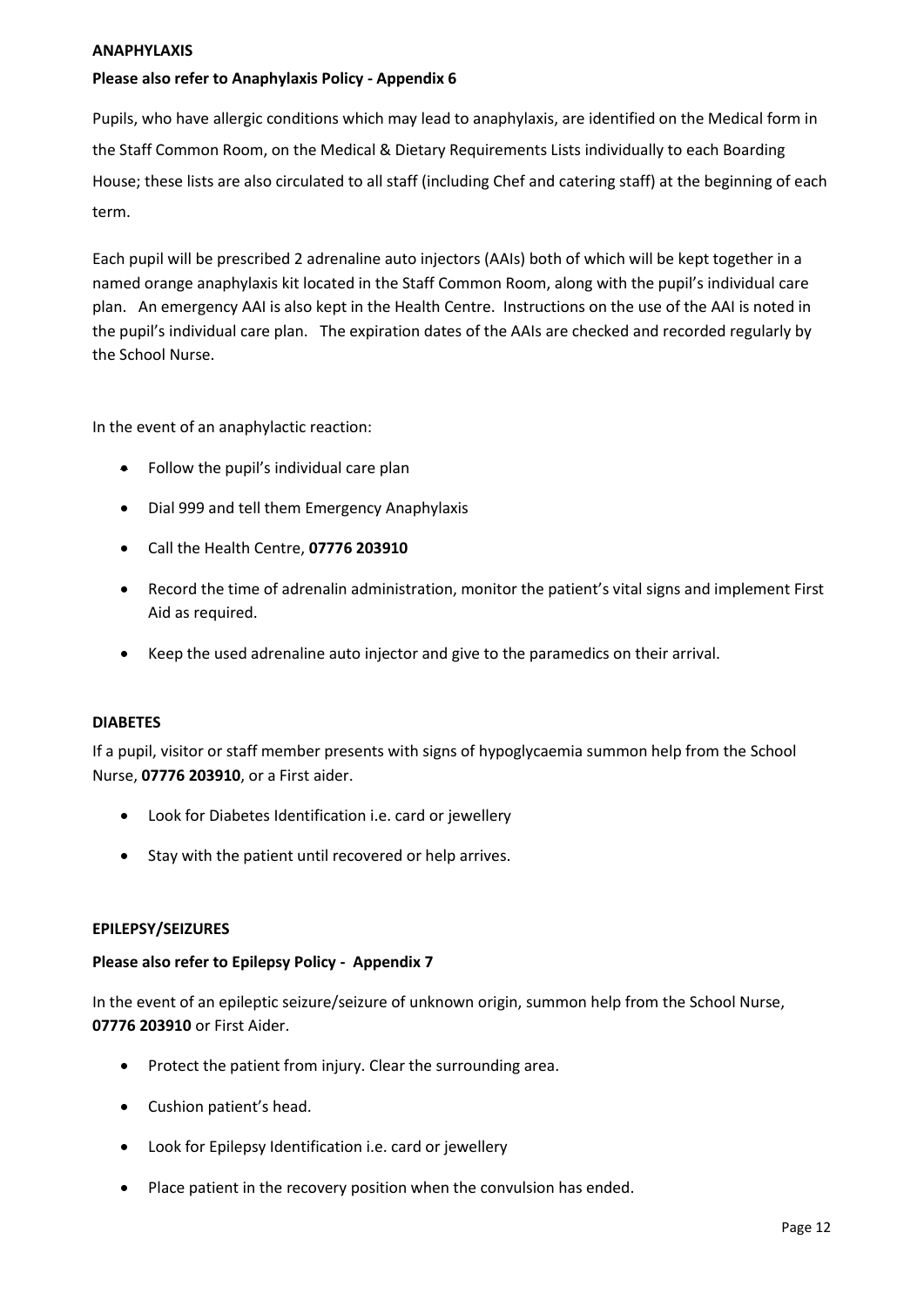**ANAPHYLAXIS**

**Please also refer to Anaphylaxis Policy - Appendix 6**

Pupils, who have allergic conditions which may lead to anaphylaxis, are identified on the Medical form in the Staff Common Room, on the Medical & Dietary Requirements Lists individually to each Boarding House; these lists are also circulated to all staff (including Chef and catering staff) at the beginning of each term.

Each pupil will be prescribed 2 adrenaline auto injectors (AAIs) both of which will be kept together in a named orange anaphylaxis kit located in the Staff Common Room, along with the pupil's individual care plan. An emergency AAI is also kept in the Health Centre. Instructions on the use of the AAI is noted in the pupil's individual care plan. The expiration dates of the AAIs are checked and recorded regularly by the School Nurse.

In the event of an anaphylactic reaction:

- Follow the pupil's individual care plan
- Dial 999 and tell them Emergency Anaphylaxis
- Call the Health Centre, **07776 203910**
- Record the time of adrenalin administration, monitor the patient's vital signs and implement First Aid as required.
- Keep the used adrenaline auto injector and give to the paramedics on their arrival.

**DIABETES**

If a pupil, visitor or staff member presents with signs of hypoglycaemia summon help from the School Nurse, **07776 203910**, or a First aider.

- Look for Diabetes Identification i.e. card or jewellery
- Stay with the patient until recovered or help arrives.

**EPILEPSY/SEIZURES**

**Please also refer to Epilepsy Policy - Appendix 7**

In the event of an epileptic seizure/seizure of unknown origin, summon help from the School Nurse, **07776 203910** or First Aider.

- Protect the patient from injury. Clear the surrounding area.
- Cushion patient's head.
- Look for Epilepsy Identification i.e. card or jewellery
- Place patient in the recovery position when the convulsion has ended.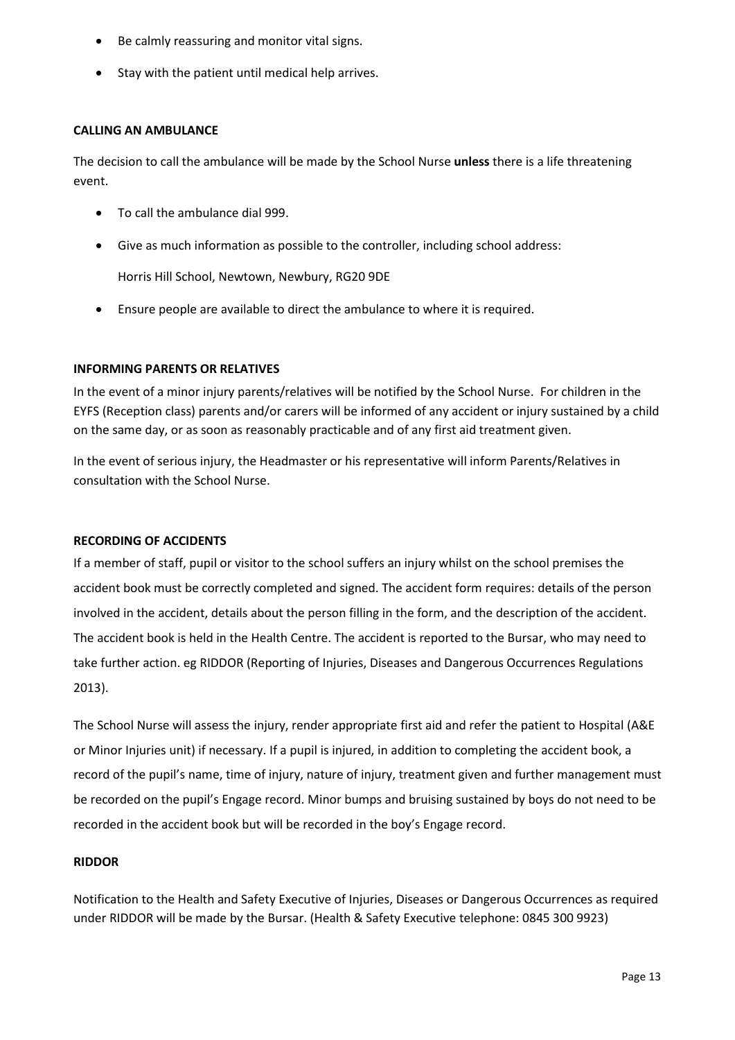- Be calmly reassuring and monitor vital signs.
- Stay with the patient until medical help arrives.

**CALLING AN AMBULANCE**

The decision to call the ambulance will be made by the School Nurse **unless** there is a life threatening event.

- To call the ambulance dial 999.
- Give as much information as possible to the controller, including school address:

  Horris Hill School, Newtown, Newbury, RG20 9DE

- Ensure people are available to direct the ambulance to where it is required.

**INFORMING PARENTS OR RELATIVES**

In the event of a minor injury parents/relatives will be notified by the School Nurse. For children in the EYFS (Reception class) parents and/or carers will be informed of any accident or injury sustained by a child on the same day, or as soon as reasonably practicable and of any first aid treatment given.

In the event of serious injury, the Headmaster or his representative will inform Parents/Relatives in consultation with the School Nurse.

**RECORDING OF ACCIDENTS**

If a member of staff, pupil or visitor to the school suffers an injury whilst on the school premises the accident book must be correctly completed and signed. The accident form requires: details of the person involved in the accident, details about the person filling in the form, and the description of the accident. The accident book is held in the Health Centre. The accident is reported to the Bursar, who may need to take further action. eg RIDDOR (Reporting of Injuries, Diseases and Dangerous Occurrences Regulations 2013).

The School Nurse will assess the injury, render appropriate first aid and refer the patient to Hospital (A&E or Minor Injuries unit) if necessary. If a pupil is injured, in addition to completing the accident book, a record of the pupil's name, time of injury, nature of injury, treatment given and further management must be recorded on the pupil's Engage record. Minor bumps and bruising sustained by boys do not need to be recorded in the accident book but will be recorded in the boy's Engage record.

**RIDDOR**

Notification to the Health and Safety Executive of Injuries, Diseases or Dangerous Occurrences as required under RIDDOR will be made by the Bursar. (Health & Safety Executive telephone: 0845 300 9923)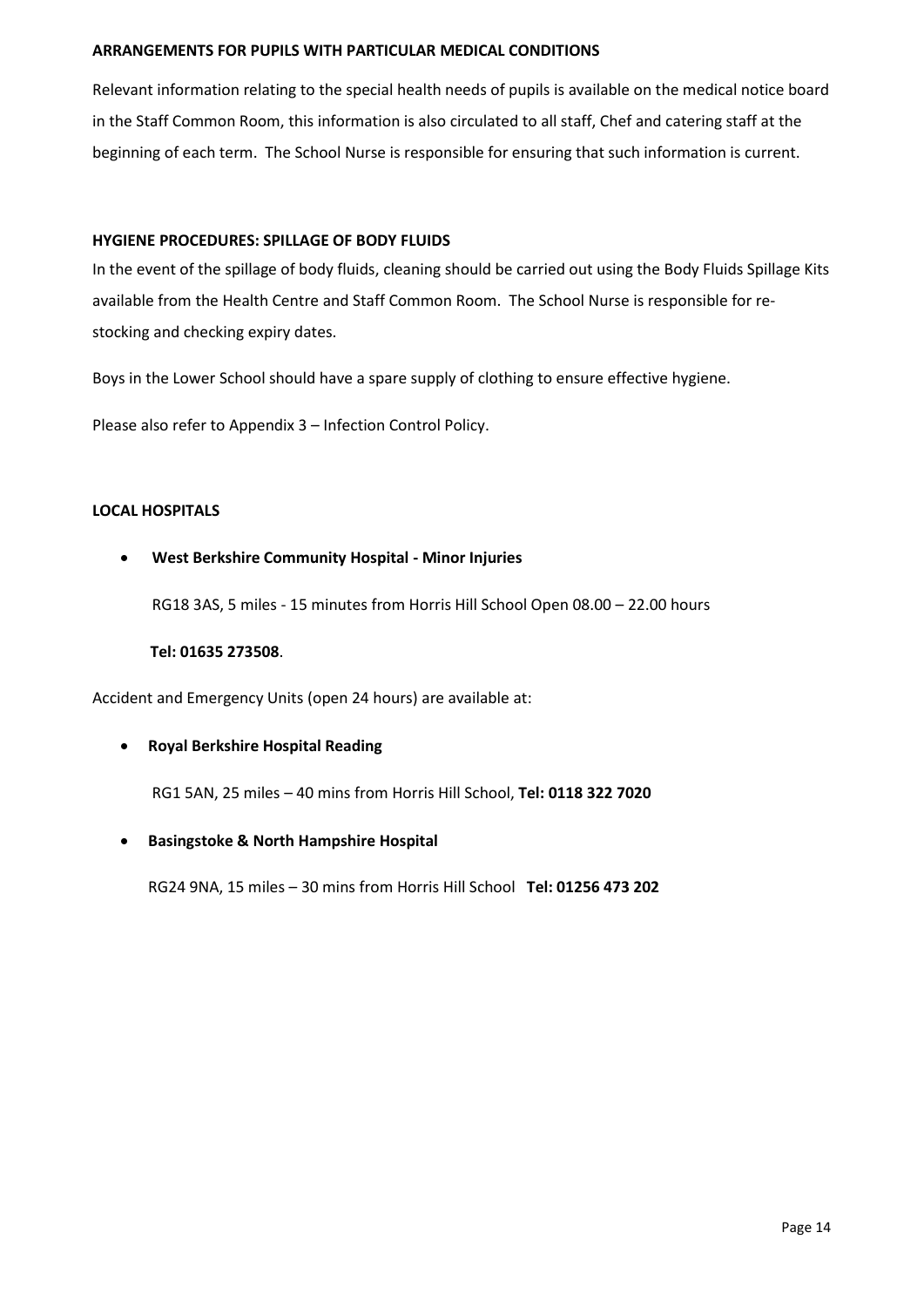### ARRANGEMENTS FOR PUPILS WITH PARTICULAR MEDICAL CONDITIONS

Relevant information relating to the special health needs of pupils is available on the medical notice board in the Staff Common Room, this information is also circulated to all staff, Chef and catering staff at the beginning of each term. The School Nurse is responsible for ensuring that such information is current.

### HYGIENE PROCEDURES: SPILLAGE OF BODY FLUIDS

In the event of the spillage of body fluids, cleaning should be carried out using the Body Fluids Spillage Kits available from the Health Centre and Staff Common Room. The School Nurse is responsible for re-stocking and checking expiry dates.

Boys in the Lower School should have a spare supply of clothing to ensure effective hygiene.

Please also refer to Appendix 3 – Infection Control Policy.

### LOCAL HOSPITALS

- **West Berkshire Community Hospital - Minor Injuries**

  RG18 3AS, 5 miles - 15 minutes from Horris Hill School Open 08.00 – 22.00 hours

  **Tel: 01635 273508**.

Accident and Emergency Units (open 24 hours) are available at:

- **Royal Berkshire Hospital Reading**

  RG1 5AN, 25 miles – 40 mins from Horris Hill School, **Tel: 0118 322 7020**

- **Basingstoke & North Hampshire Hospital**

  RG24 9NA, 15 miles – 30 mins from Horris Hill School **Tel: 01256 473 202**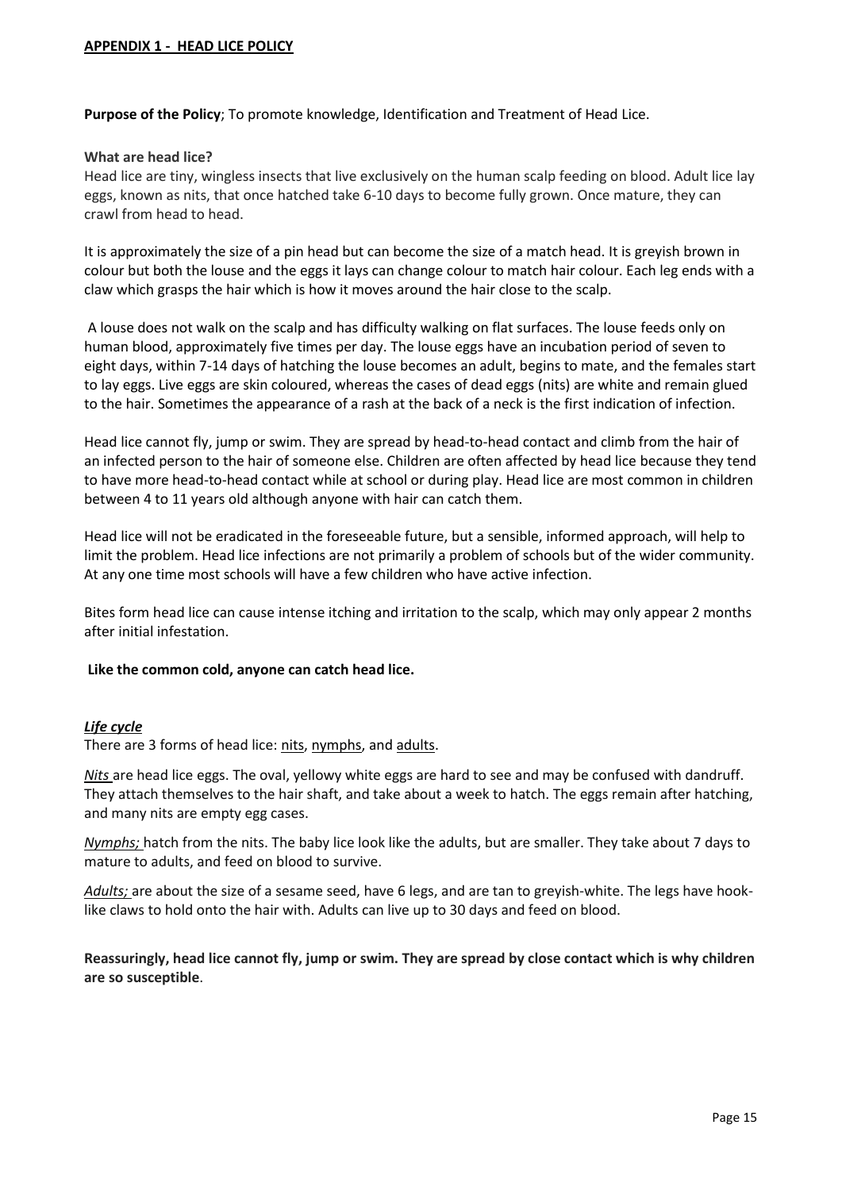## APPENDIX 1 - HEAD LICE POLICY

**Purpose of the Policy**; To promote knowledge, Identification and Treatment of Head Lice.

**What are head lice?**

Head lice are tiny, wingless insects that live exclusively on the human scalp feeding on blood. Adult lice lay eggs, known as nits, that once hatched take 6-10 days to become fully grown. Once mature, they can crawl from head to head.

It is approximately the size of a pin head but can become the size of a match head. It is greyish brown in colour but both the louse and the eggs it lays can change colour to match hair colour. Each leg ends with a claw which grasps the hair which is how it moves around the hair close to the scalp.

A louse does not walk on the scalp and has difficulty walking on flat surfaces. The louse feeds only on human blood, approximately five times per day. The louse eggs have an incubation period of seven to eight days, within 7-14 days of hatching the louse becomes an adult, begins to mate, and the females start to lay eggs. Live eggs are skin coloured, whereas the cases of dead eggs (nits) are white and remain glued to the hair. Sometimes the appearance of a rash at the back of a neck is the first indication of infection.

Head lice cannot fly, jump or swim. They are spread by head-to-head contact and climb from the hair of an infected person to the hair of someone else. Children are often affected by head lice because they tend to have more head-to-head contact while at school or during play. Head lice are most common in children between 4 to 11 years old although anyone with hair can catch them.

Head lice will not be eradicated in the foreseeable future, but a sensible, informed approach, will help to limit the problem. Head lice infections are not primarily a problem of schools but of the wider community. At any one time most schools will have a few children who have active infection.

Bites form head lice can cause intense itching and irritation to the scalp, which may only appear 2 months after initial infestation.

**Like the common cold, anyone can catch head lice.**

***Life cycle***

There are 3 forms of head lice: nits, nymphs, and adults.

*Nits* are head lice eggs. The oval, yellowy white eggs are hard to see and may be confused with dandruff. They attach themselves to the hair shaft, and take about a week to hatch. The eggs remain after hatching, and many nits are empty egg cases.

*Nymphs;* hatch from the nits. The baby lice look like the adults, but are smaller. They take about 7 days to mature to adults, and feed on blood to survive.

*Adults;* are about the size of a sesame seed, have 6 legs, and are tan to greyish-white. The legs have hook-like claws to hold onto the hair with. Adults can live up to 30 days and feed on blood.

**Reassuringly, head lice cannot fly, jump or swim. They are spread by close contact which is why children are so susceptible**.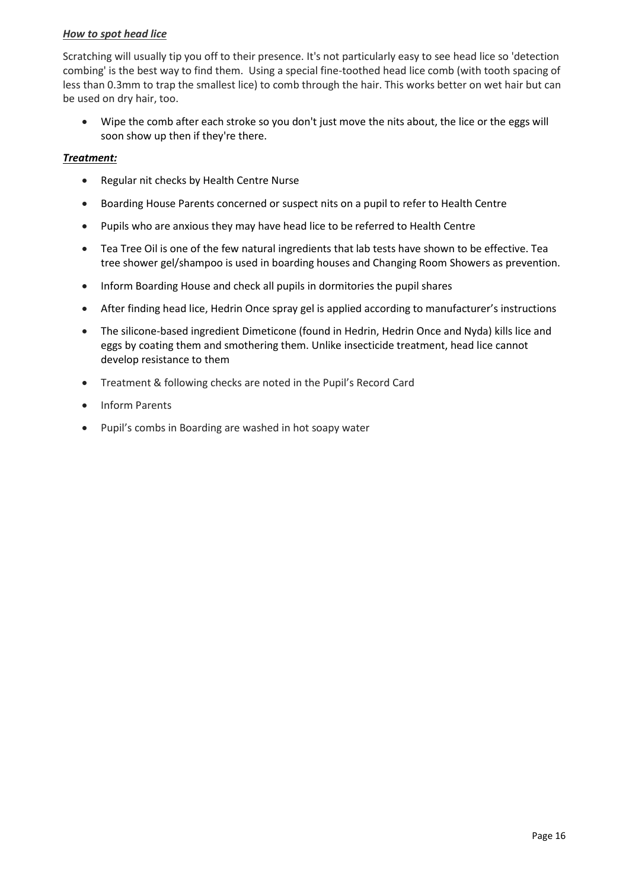***How to spot head lice***

Scratching will usually tip you off to their presence. It's not particularly easy to see head lice so 'detection combing' is the best way to find them.  Using a special fine-toothed head lice comb (with tooth spacing of less than 0.3mm to trap the smallest lice) to comb through the hair. This works better on wet hair but can be used on dry hair, too.

- Wipe the comb after each stroke so you don't just move the nits about, the lice or the eggs will soon show up then if they're there.

***Treatment:***

- Regular nit checks by Health Centre Nurse
- Boarding House Parents concerned or suspect nits on a pupil to refer to Health Centre
- Pupils who are anxious they may have head lice to be referred to Health Centre
- Tea Tree Oil is one of the few natural ingredients that lab tests have shown to be effective. Tea tree shower gel/shampoo is used in boarding houses and Changing Room Showers as prevention.
- Inform Boarding House and check all pupils in dormitories the pupil shares
- After finding head lice, Hedrin Once spray gel is applied according to manufacturer's instructions
- The silicone-based ingredient Dimeticone (found in Hedrin, Hedrin Once and Nyda) kills lice and eggs by coating them and smothering them. Unlike insecticide treatment, head lice cannot develop resistance to them
- Treatment & following checks are noted in the Pupil's Record Card
- Inform Parents
- Pupil's combs in Boarding are washed in hot soapy water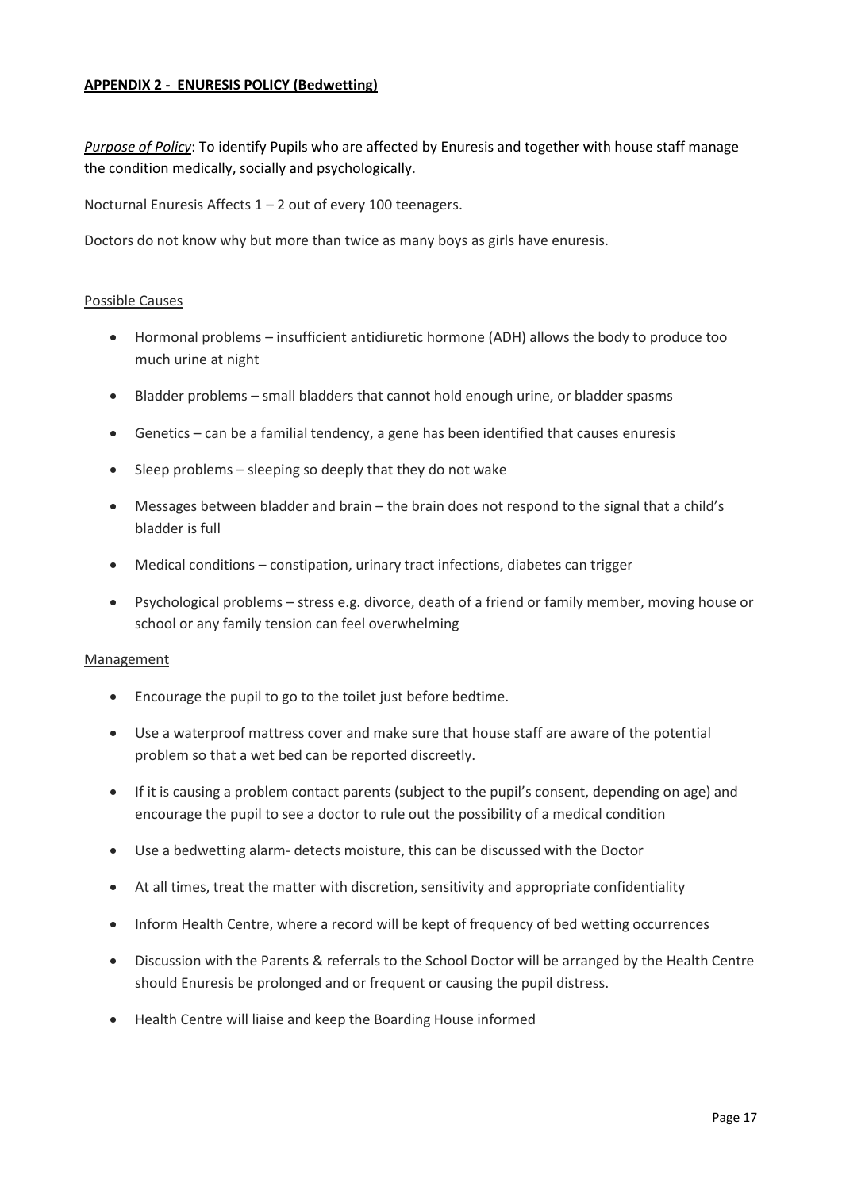## **APPENDIX 2 - ENURESIS POLICY (Bedwetting)**

*Purpose of Policy*: To identify Pupils who are affected by Enuresis and together with house staff manage the condition medically, socially and psychologically.

Nocturnal Enuresis Affects 1 – 2 out of every 100 teenagers.

Doctors do not know why but more than twice as many boys as girls have enuresis.

### Possible Causes

- Hormonal problems – insufficient antidiuretic hormone (ADH) allows the body to produce too much urine at night
- Bladder problems – small bladders that cannot hold enough urine, or bladder spasms
- Genetics – can be a familial tendency, a gene has been identified that causes enuresis
- Sleep problems – sleeping so deeply that they do not wake
- Messages between bladder and brain – the brain does not respond to the signal that a child's bladder is full
- Medical conditions – constipation, urinary tract infections, diabetes can trigger
- Psychological problems – stress e.g. divorce, death of a friend or family member, moving house or school or any family tension can feel overwhelming

### Management

- Encourage the pupil to go to the toilet just before bedtime.
- Use a waterproof mattress cover and make sure that house staff are aware of the potential problem so that a wet bed can be reported discreetly.
- If it is causing a problem contact parents (subject to the pupil's consent, depending on age) and encourage the pupil to see a doctor to rule out the possibility of a medical condition
- Use a bedwetting alarm- detects moisture, this can be discussed with the Doctor
- At all times, treat the matter with discretion, sensitivity and appropriate confidentiality
- Inform Health Centre, where a record will be kept of frequency of bed wetting occurrences
- Discussion with the Parents & referrals to the School Doctor will be arranged by the Health Centre should Enuresis be prolonged and or frequent or causing the pupil distress.
- Health Centre will liaise and keep the Boarding House informed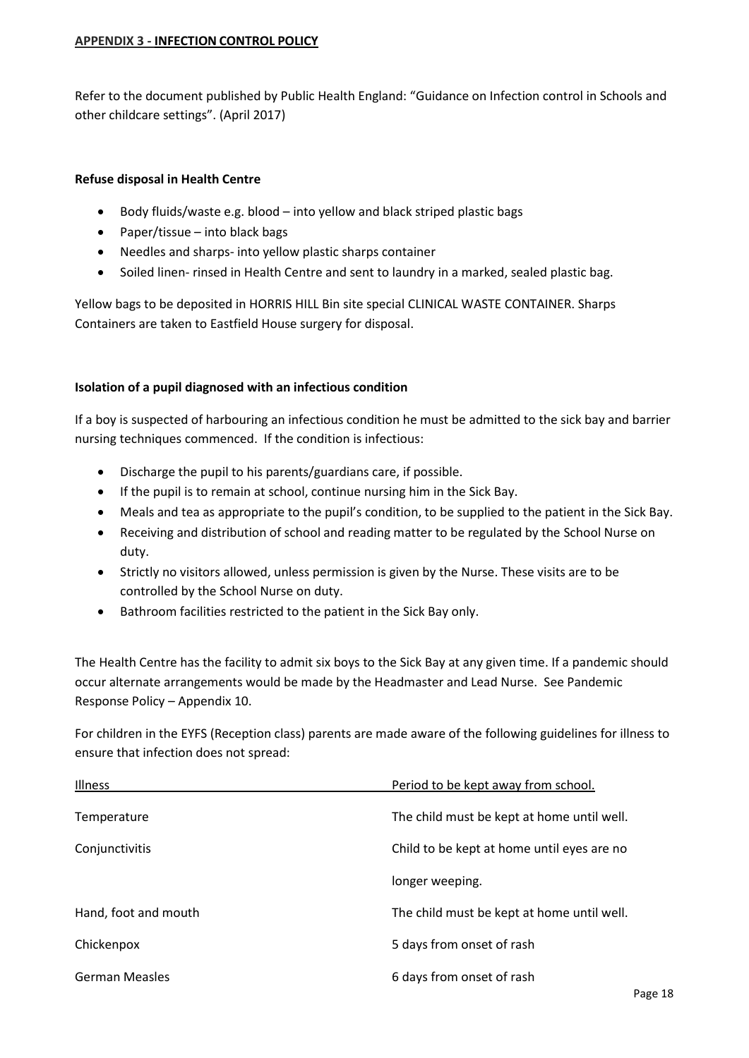## APPENDIX 3 - INFECTION CONTROL POLICY

Refer to the document published by Public Health England: "Guidance on Infection control in Schools and other childcare settings". (April 2017)

**Refuse disposal in Health Centre**

- Body fluids/waste e.g. blood – into yellow and black striped plastic bags
- Paper/tissue – into black bags
- Needles and sharps- into yellow plastic sharps container
- Soiled linen- rinsed in Health Centre and sent to laundry in a marked, sealed plastic bag.

Yellow bags to be deposited in HORRIS HILL Bin site special CLINICAL WASTE CONTAINER. Sharps Containers are taken to Eastfield House surgery for disposal.

**Isolation of a pupil diagnosed with an infectious condition**

If a boy is suspected of harbouring an infectious condition he must be admitted to the sick bay and barrier nursing techniques commenced. If the condition is infectious:

- Discharge the pupil to his parents/guardians care, if possible.
- If the pupil is to remain at school, continue nursing him in the Sick Bay.
- Meals and tea as appropriate to the pupil's condition, to be supplied to the patient in the Sick Bay.
- Receiving and distribution of school and reading matter to be regulated by the School Nurse on duty.
- Strictly no visitors allowed, unless permission is given by the Nurse. These visits are to be controlled by the School Nurse on duty.
- Bathroom facilities restricted to the patient in the Sick Bay only.

The Health Centre has the facility to admit six boys to the Sick Bay at any given time. If a pandemic should occur alternate arrangements would be made by the Headmaster and Lead Nurse. See Pandemic Response Policy – Appendix 10.

For children in the EYFS (Reception class) parents are made aware of the following guidelines for illness to ensure that infection does not spread:

| Illness | Period to be kept away from school. |
| --- | --- |
| Temperature | The child must be kept at home until well. |
| Conjunctivitis | Child to be kept at home until eyes are no longer weeping. |
| Hand, foot and mouth | The child must be kept at home until well. |
| Chickenpox | 5 days from onset of rash |
| German Measles | 6 days from onset of rash |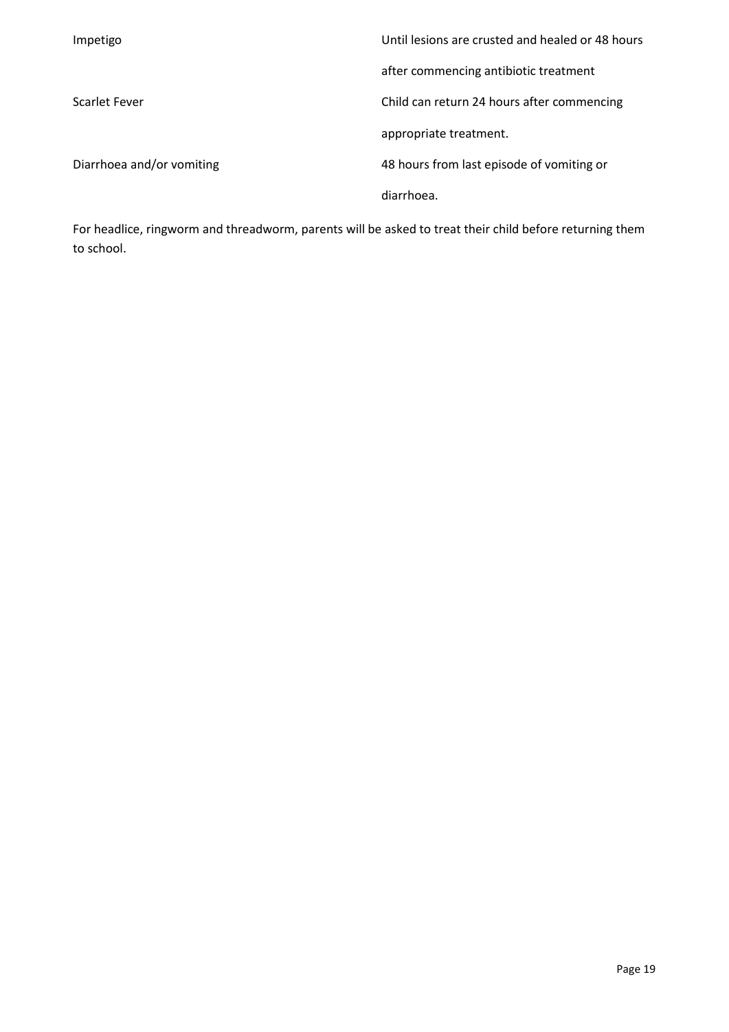| | |
|---|---|
| Impetigo | Until lesions are crusted and healed or 48 hours after commencing antibiotic treatment |
| Scarlet Fever | Child can return 24 hours after commencing appropriate treatment. |
| Diarrhoea and/or vomiting | 48 hours from last episode of vomiting or diarrhoea. |

For headlice, ringworm and threadworm, parents will be asked to treat their child before returning them to school.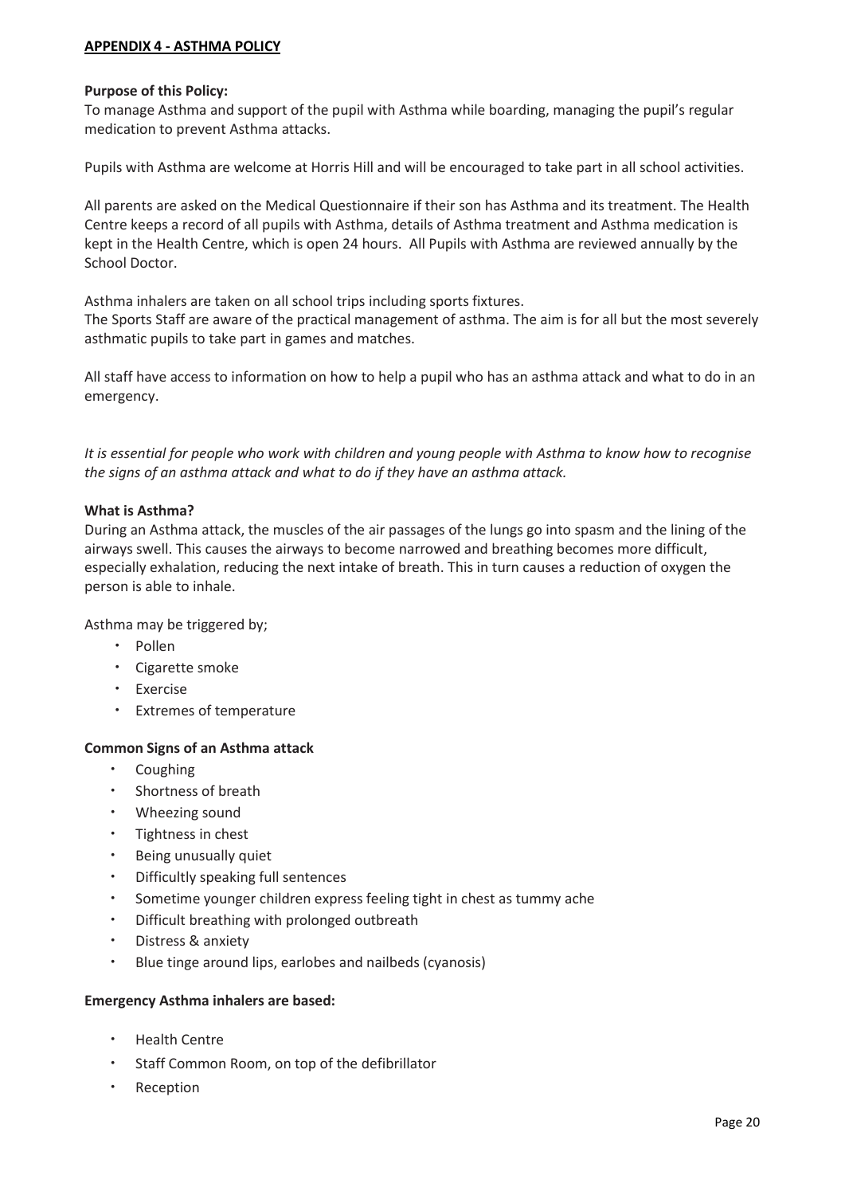## APPENDIX 4 - ASTHMA POLICY

**Purpose of this Policy:**
To manage Asthma and support of the pupil with Asthma while boarding, managing the pupil's regular medication to prevent Asthma attacks.

Pupils with Asthma are welcome at Horris Hill and will be encouraged to take part in all school activities.

All parents are asked on the Medical Questionnaire if their son has Asthma and its treatment. The Health Centre keeps a record of all pupils with Asthma, details of Asthma treatment and Asthma medication is kept in the Health Centre, which is open 24 hours. All Pupils with Asthma are reviewed annually by the School Doctor.

Asthma inhalers are taken on all school trips including sports fixtures.
The Sports Staff are aware of the practical management of asthma. The aim is for all but the most severely asthmatic pupils to take part in games and matches.

All staff have access to information on how to help a pupil who has an asthma attack and what to do in an emergency.

*It is essential for people who work with children and young people with Asthma to know how to recognise the signs of an asthma attack and what to do if they have an asthma attack.*

**What is Asthma?**
During an Asthma attack, the muscles of the air passages of the lungs go into spasm and the lining of the airways swell. This causes the airways to become narrowed and breathing becomes more difficult, especially exhalation, reducing the next intake of breath. This in turn causes a reduction of oxygen the person is able to inhale.

Asthma may be triggered by;

- Pollen
- Cigarette smoke
- Exercise
- Extremes of temperature

**Common Signs of an Asthma attack**

- Coughing
- Shortness of breath
- Wheezing sound
- Tightness in chest
- Being unusually quiet
- Difficultly speaking full sentences
- Sometime younger children express feeling tight in chest as tummy ache
- Difficult breathing with prolonged outbreath
- Distress & anxiety
- Blue tinge around lips, earlobes and nailbeds (cyanosis)

**Emergency Asthma inhalers are based:**

- Health Centre
- Staff Common Room, on top of the defibrillator
- Reception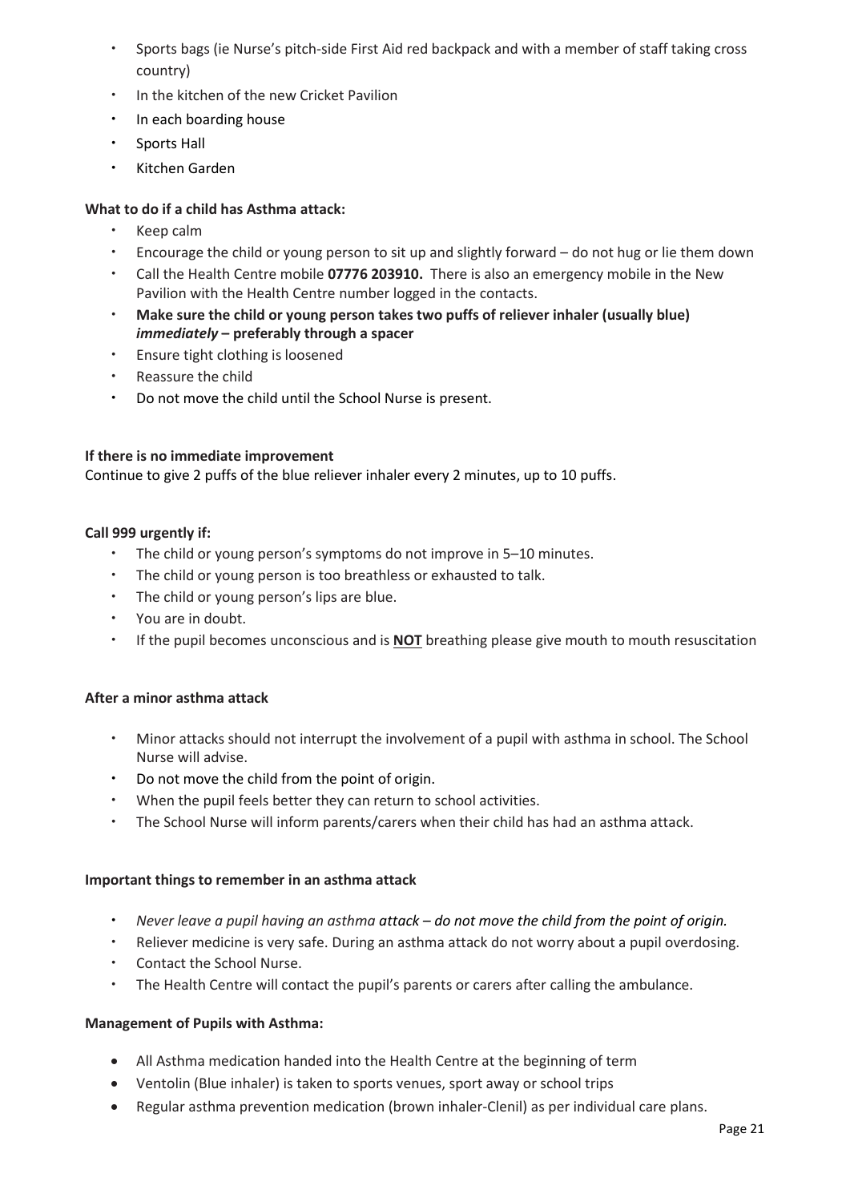- Sports bags (ie Nurse's pitch-side First Aid red backpack and with a member of staff taking cross country)
- In the kitchen of the new Cricket Pavilion
- In each boarding house
- Sports Hall
- Kitchen Garden

**What to do if a child has Asthma attack:**

- Keep calm
- Encourage the child or young person to sit up and slightly forward – do not hug or lie them down
- Call the Health Centre mobile **07776 203910.** There is also an emergency mobile in the New Pavilion with the Health Centre number logged in the contacts.
- **Make sure the child or young person takes two puffs of reliever inhaler (usually blue) *immediately* – preferably through a spacer**
- Ensure tight clothing is loosened
- Reassure the child
- Do not move the child until the School Nurse is present.

**If there is no immediate improvement**

Continue to give 2 puffs of the blue reliever inhaler every 2 minutes, up to 10 puffs.

**Call 999 urgently if:**

- The child or young person's symptoms do not improve in 5–10 minutes.
- The child or young person is too breathless or exhausted to talk.
- The child or young person's lips are blue.
- You are in doubt.
- If the pupil becomes unconscious and is **NOT** breathing please give mouth to mouth resuscitation

**After a minor asthma attack**

- Minor attacks should not interrupt the involvement of a pupil with asthma in school. The School Nurse will advise.
- Do not move the child from the point of origin.
- When the pupil feels better they can return to school activities.
- The School Nurse will inform parents/carers when their child has had an asthma attack.

**Important things to remember in an asthma attack**

- *Never leave a pupil having an asthma attack – do not move the child from the point of origin.*
- Reliever medicine is very safe. During an asthma attack do not worry about a pupil overdosing.
- Contact the School Nurse.
- The Health Centre will contact the pupil's parents or carers after calling the ambulance.

**Management of Pupils with Asthma:**

- All Asthma medication handed into the Health Centre at the beginning of term
- Ventolin (Blue inhaler) is taken to sports venues, sport away or school trips
- Regular asthma prevention medication (brown inhaler-Clenil) as per individual care plans.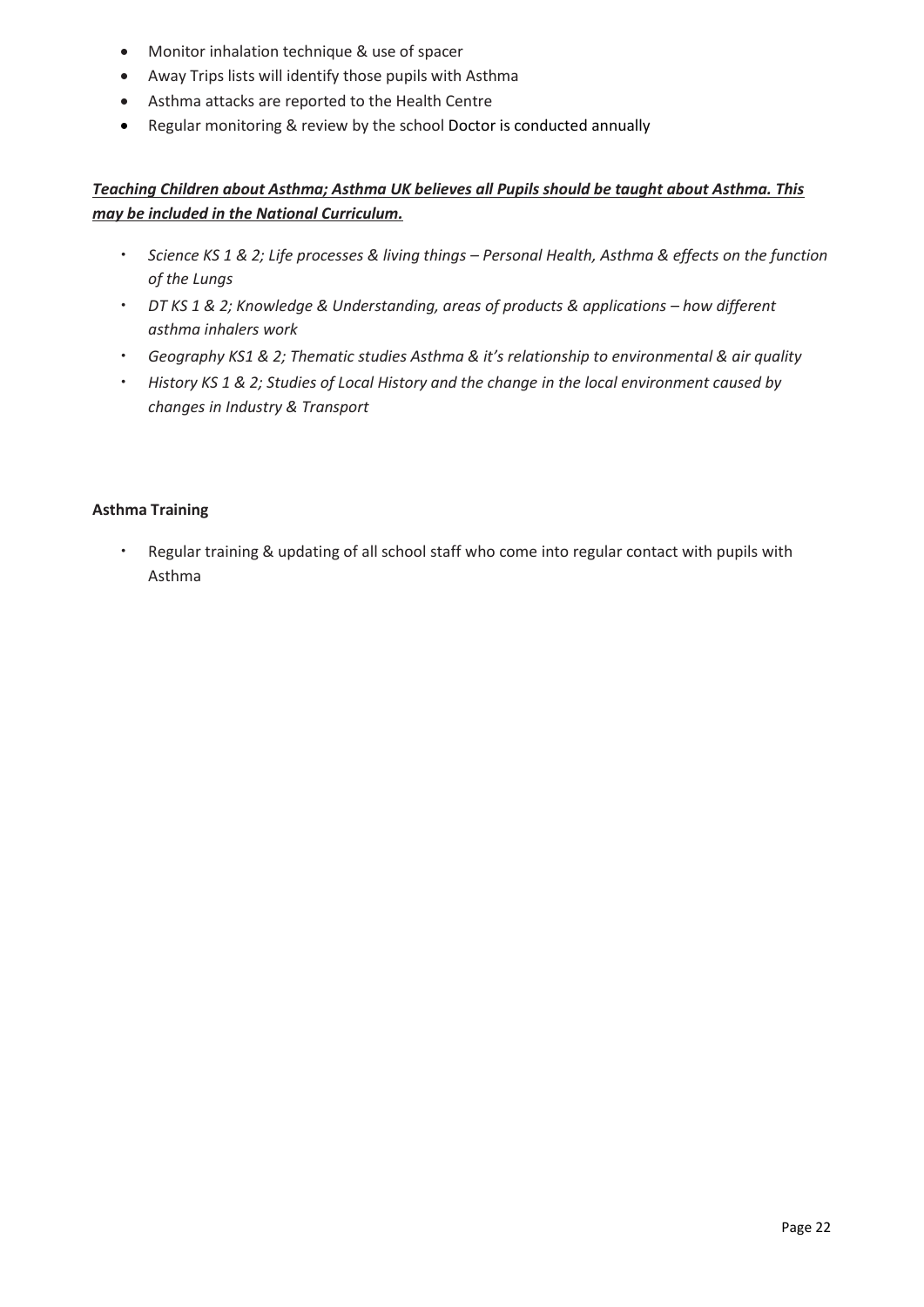- Monitor inhalation technique & use of spacer
- Away Trips lists will identify those pupils with Asthma
- Asthma attacks are reported to the Health Centre
- Regular monitoring & review by the school Doctor is conducted annually

***Teaching Children about Asthma; Asthma UK believes all Pupils should be taught about Asthma. This may be included in the National Curriculum.***

- *Science KS 1 & 2; Life processes & living things – Personal Health, Asthma & effects on the function of the Lungs*
- *DT KS 1 & 2; Knowledge & Understanding, areas of products & applications – how different asthma inhalers work*
- *Geography KS1 & 2; Thematic studies Asthma & it's relationship to environmental & air quality*
- *History KS 1 & 2; Studies of Local History and the change in the local environment caused by changes in Industry & Transport*

**Asthma Training**

- Regular training & updating of all school staff who come into regular contact with pupils with Asthma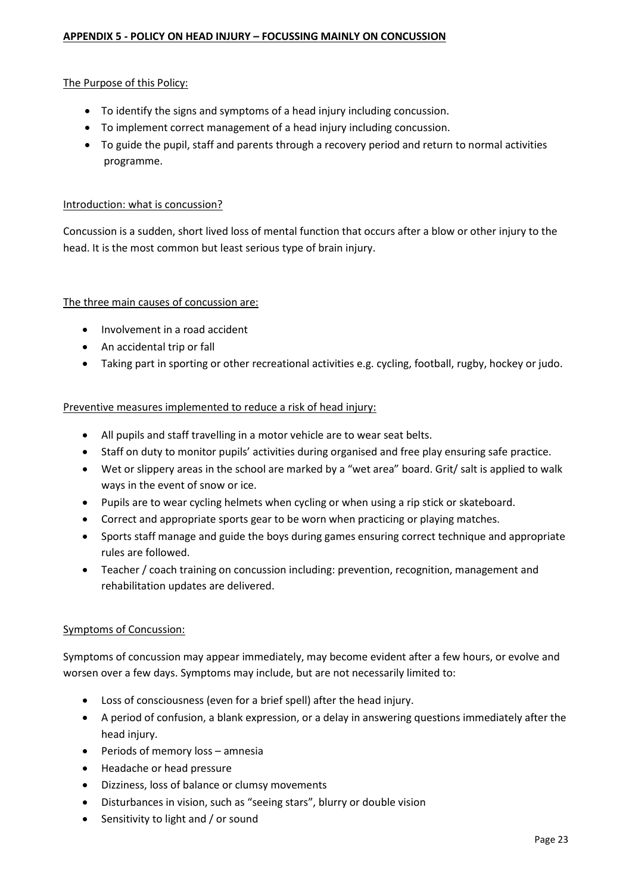## APPENDIX 5 - POLICY ON HEAD INJURY – FOCUSSING MAINLY ON CONCUSSION

### The Purpose of this Policy:

- To identify the signs and symptoms of a head injury including concussion.
- To implement correct management of a head injury including concussion.
- To guide the pupil, staff and parents through a recovery period and return to normal activities programme.

### Introduction: what is concussion?

Concussion is a sudden, short lived loss of mental function that occurs after a blow or other injury to the head. It is the most common but least serious type of brain injury.

### The three main causes of concussion are:

- Involvement in a road accident
- An accidental trip or fall
- Taking part in sporting or other recreational activities e.g. cycling, football, rugby, hockey or judo.

### Preventive measures implemented to reduce a risk of head injury:

- All pupils and staff travelling in a motor vehicle are to wear seat belts.
- Staff on duty to monitor pupils' activities during organised and free play ensuring safe practice.
- Wet or slippery areas in the school are marked by a "wet area" board. Grit/ salt is applied to walk ways in the event of snow or ice.
- Pupils are to wear cycling helmets when cycling or when using a rip stick or skateboard.
- Correct and appropriate sports gear to be worn when practicing or playing matches.
- Sports staff manage and guide the boys during games ensuring correct technique and appropriate rules are followed.
- Teacher / coach training on concussion including: prevention, recognition, management and rehabilitation updates are delivered.

### Symptoms of Concussion:

Symptoms of concussion may appear immediately, may become evident after a few hours, or evolve and worsen over a few days. Symptoms may include, but are not necessarily limited to:

- Loss of consciousness (even for a brief spell) after the head injury.
- A period of confusion, a blank expression, or a delay in answering questions immediately after the head injury.
- Periods of memory loss – amnesia
- Headache or head pressure
- Dizziness, loss of balance or clumsy movements
- Disturbances in vision, such as "seeing stars", blurry or double vision
- Sensitivity to light and / or sound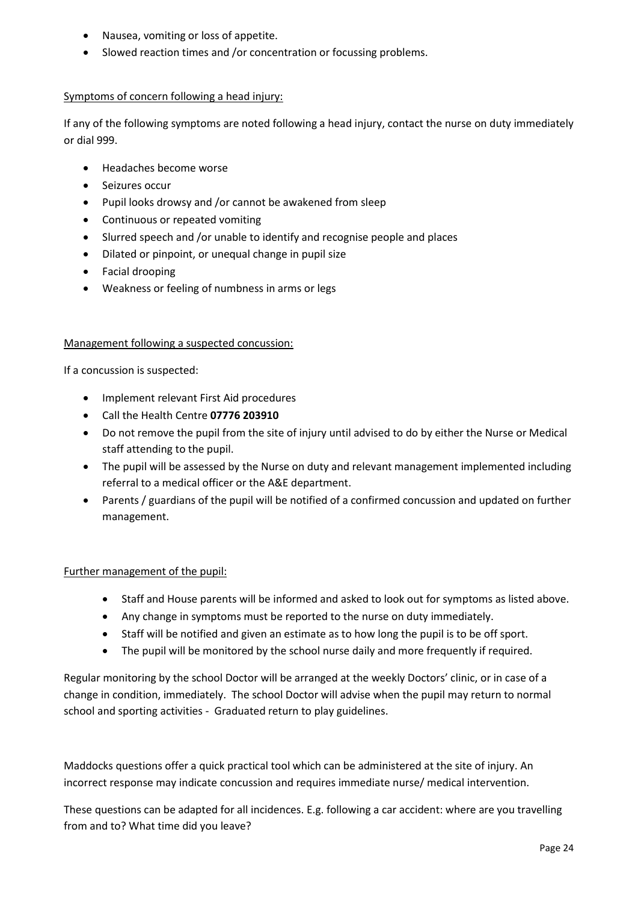- Nausea, vomiting or loss of appetite.
- Slowed reaction times and /or concentration or focussing problems.

<u>Symptoms of concern following a head injury:</u>

If any of the following symptoms are noted following a head injury, contact the nurse on duty immediately or dial 999.

- Headaches become worse
- Seizures occur
- Pupil looks drowsy and /or cannot be awakened from sleep
- Continuous or repeated vomiting
- Slurred speech and /or unable to identify and recognise people and places
- Dilated or pinpoint, or unequal change in pupil size
- Facial drooping
- Weakness or feeling of numbness in arms or legs

<u>Management following a suspected concussion:</u>

If a concussion is suspected:

- Implement relevant First Aid procedures
- Call the Health Centre **07776 203910**
- Do not remove the pupil from the site of injury until advised to do by either the Nurse or Medical staff attending to the pupil.
- The pupil will be assessed by the Nurse on duty and relevant management implemented including referral to a medical officer or the A&E department.
- Parents / guardians of the pupil will be notified of a confirmed concussion and updated on further management.

<u>Further management of the pupil:</u>

- Staff and House parents will be informed and asked to look out for symptoms as listed above.
- Any change in symptoms must be reported to the nurse on duty immediately.
- Staff will be notified and given an estimate as to how long the pupil is to be off sport.
- The pupil will be monitored by the school nurse daily and more frequently if required.

Regular monitoring by the school Doctor will be arranged at the weekly Doctors' clinic, or in case of a change in condition, immediately. The school Doctor will advise when the pupil may return to normal school and sporting activities - Graduated return to play guidelines.

Maddocks questions offer a quick practical tool which can be administered at the site of injury. An incorrect response may indicate concussion and requires immediate nurse/ medical intervention.

These questions can be adapted for all incidences. E.g. following a car accident: where are you travelling from and to? What time did you leave?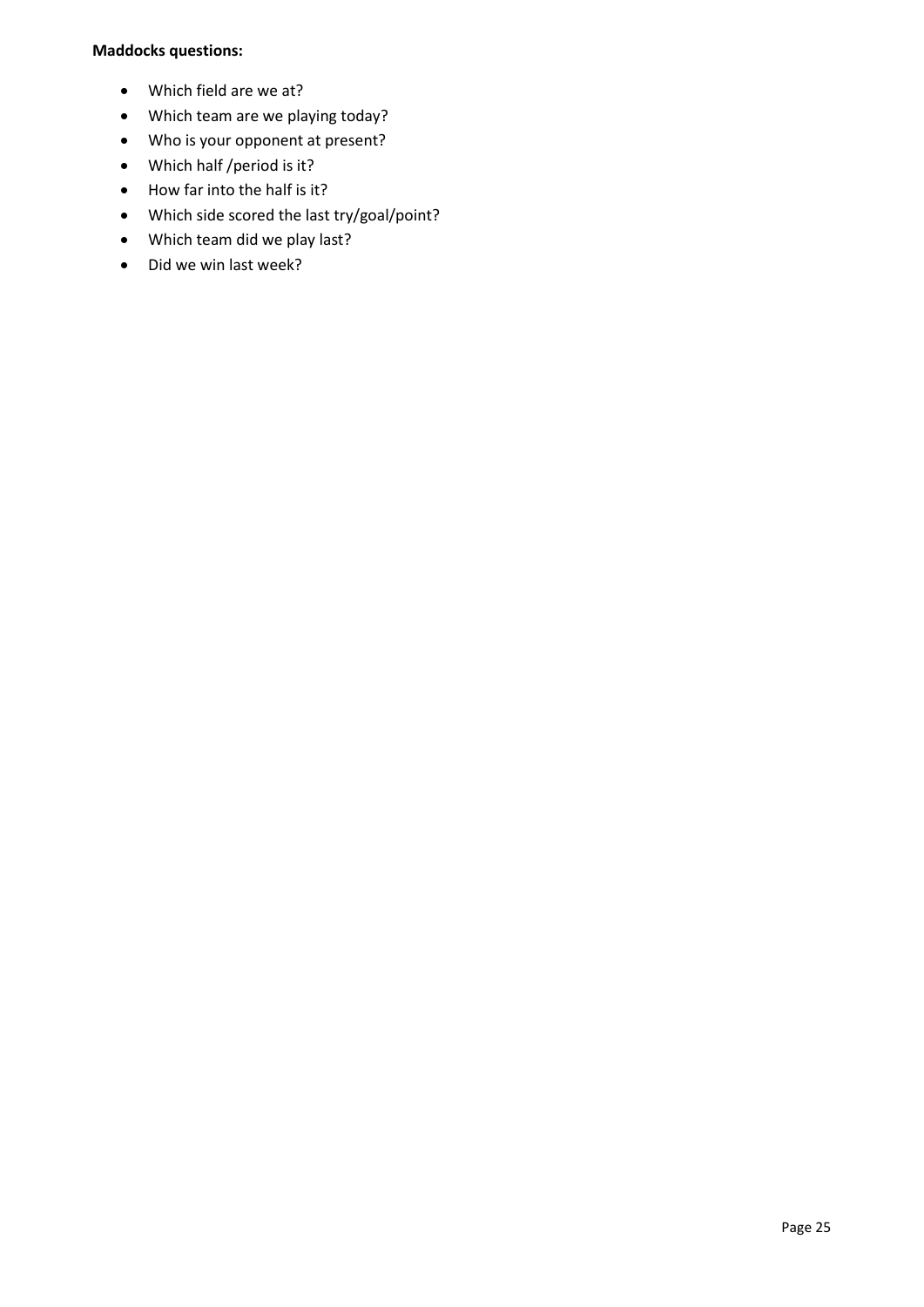**Maddocks questions:**

- Which field are we at?
- Which team are we playing today?
- Who is your opponent at present?
- Which half /period is it?
- How far into the half is it?
- Which side scored the last try/goal/point?
- Which team did we play last?
- Did we win last week?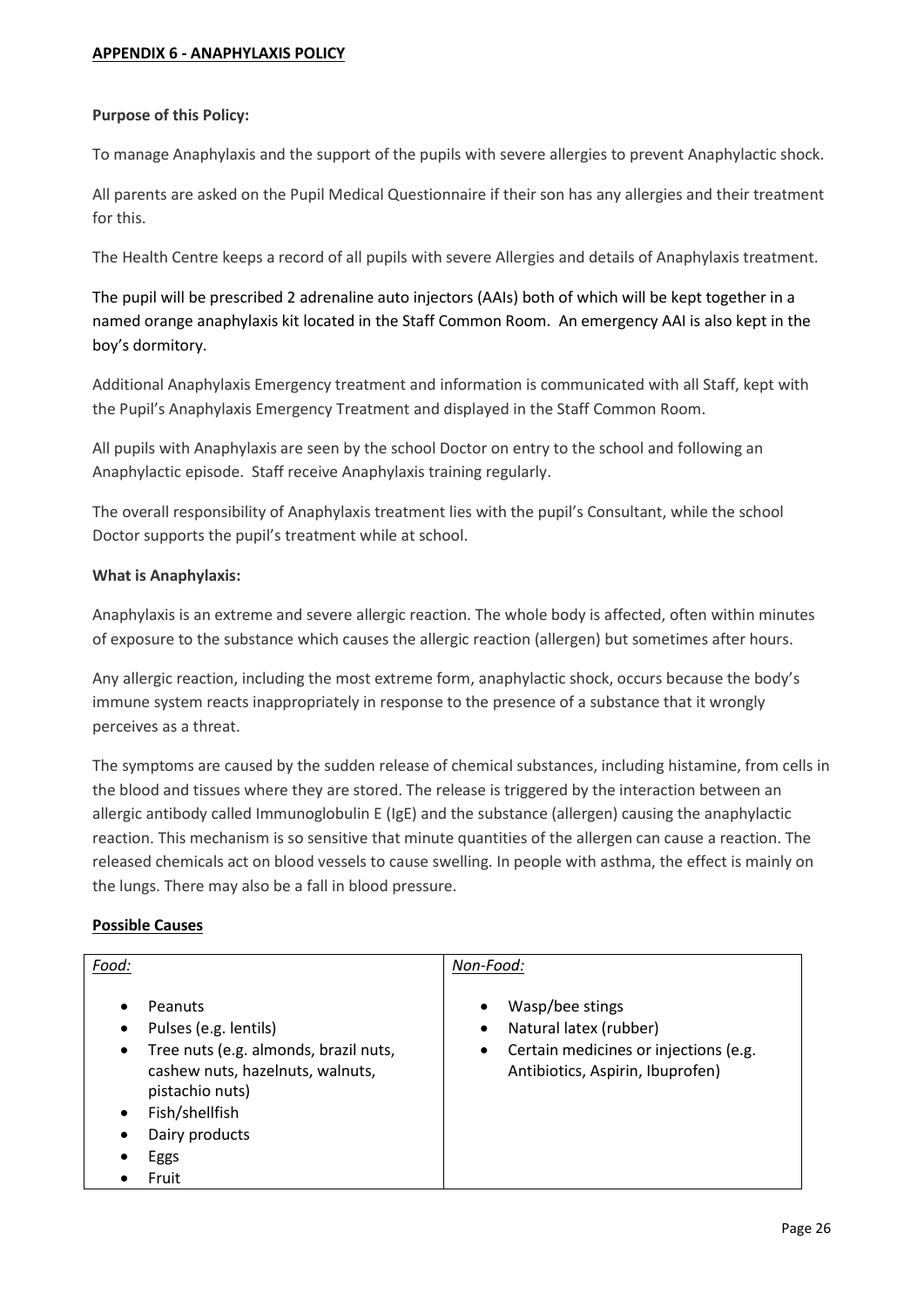## APPENDIX 6 - ANAPHYLAXIS POLICY

**Purpose of this Policy:**

To manage Anaphylaxis and the support of the pupils with severe allergies to prevent Anaphylactic shock.

All parents are asked on the Pupil Medical Questionnaire if their son has any allergies and their treatment for this.

The Health Centre keeps a record of all pupils with severe Allergies and details of Anaphylaxis treatment.

The pupil will be prescribed 2 adrenaline auto injectors (AAIs) both of which will be kept together in a named orange anaphylaxis kit located in the Staff Common Room. An emergency AAI is also kept in the boy's dormitory.

Additional Anaphylaxis Emergency treatment and information is communicated with all Staff, kept with the Pupil's Anaphylaxis Emergency Treatment and displayed in the Staff Common Room.

All pupils with Anaphylaxis are seen by the school Doctor on entry to the school and following an Anaphylactic episode. Staff receive Anaphylaxis training regularly.

The overall responsibility of Anaphylaxis treatment lies with the pupil's Consultant, while the school Doctor supports the pupil's treatment while at school.

**What is Anaphylaxis:**

Anaphylaxis is an extreme and severe allergic reaction. The whole body is affected, often within minutes of exposure to the substance which causes the allergic reaction (allergen) but sometimes after hours.

Any allergic reaction, including the most extreme form, anaphylactic shock, occurs because the body's immune system reacts inappropriately in response to the presence of a substance that it wrongly perceives as a threat.

The symptoms are caused by the sudden release of chemical substances, including histamine, from cells in the blood and tissues where they are stored. The release is triggered by the interaction between an allergic antibody called Immunoglobulin E (IgE) and the substance (allergen) causing the anaphylactic reaction. This mechanism is so sensitive that minute quantities of the allergen can cause a reaction. The released chemicals act on blood vessels to cause swelling. In people with asthma, the effect is mainly on the lungs. There may also be a fall in blood pressure.

**Possible Causes**

| *Food:* | *Non-Food:* |
|---|---|
| • Peanuts<br>• Pulses (e.g. lentils)<br>• Tree nuts (e.g. almonds, brazil nuts, cashew nuts, hazelnuts, walnuts, pistachio nuts)<br>• Fish/shellfish<br>• Dairy products<br>• Eggs<br>• Fruit | • Wasp/bee stings<br>• Natural latex (rubber)<br>• Certain medicines or injections (e.g. Antibiotics, Aspirin, Ibuprofen) |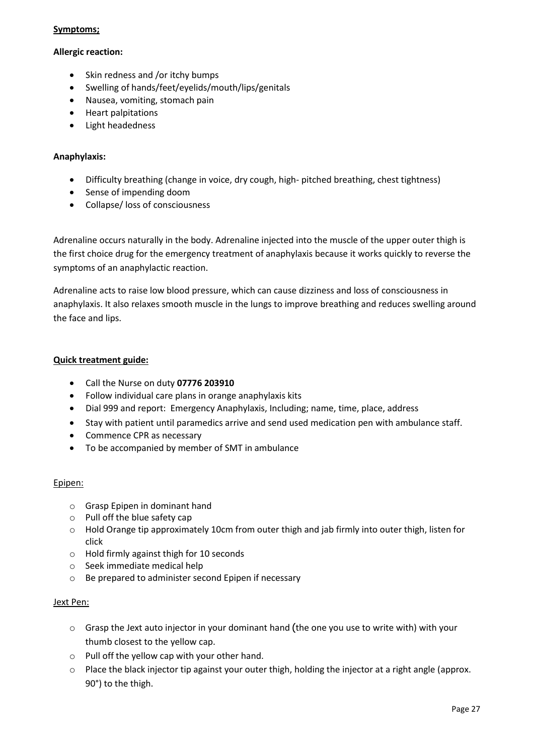**Symptoms;**

**Allergic reaction:**

- Skin redness and /or itchy bumps
- Swelling of hands/feet/eyelids/mouth/lips/genitals
- Nausea, vomiting, stomach pain
- Heart palpitations
- Light headedness

**Anaphylaxis:**

- Difficulty breathing (change in voice, dry cough, high- pitched breathing, chest tightness)
- Sense of impending doom
- Collapse/ loss of consciousness

Adrenaline occurs naturally in the body. Adrenaline injected into the muscle of the upper outer thigh is the first choice drug for the emergency treatment of anaphylaxis because it works quickly to reverse the symptoms of an anaphylactic reaction.

Adrenaline acts to raise low blood pressure, which can cause dizziness and loss of consciousness in anaphylaxis. It also relaxes smooth muscle in the lungs to improve breathing and reduces swelling around the face and lips.

**Quick treatment guide:**

- Call the Nurse on duty **07776 203910**
- Follow individual care plans in orange anaphylaxis kits
- Dial 999 and report: Emergency Anaphylaxis, Including; name, time, place, address
- Stay with patient until paramedics arrive and send used medication pen with ambulance staff.
- Commence CPR as necessary
- To be accompanied by member of SMT in ambulance

Epipen:

- Grasp Epipen in dominant hand
- Pull off the blue safety cap
- Hold Orange tip approximately 10cm from outer thigh and jab firmly into outer thigh, listen for click
- Hold firmly against thigh for 10 seconds
- Seek immediate medical help
- Be prepared to administer second Epipen if necessary

Jext Pen:

- Grasp the Jext auto injector in your dominant hand (the one you use to write with) with your thumb closest to the yellow cap.
- Pull off the yellow cap with your other hand.
- Place the black injector tip against your outer thigh, holding the injector at a right angle (approx. 90°) to the thigh.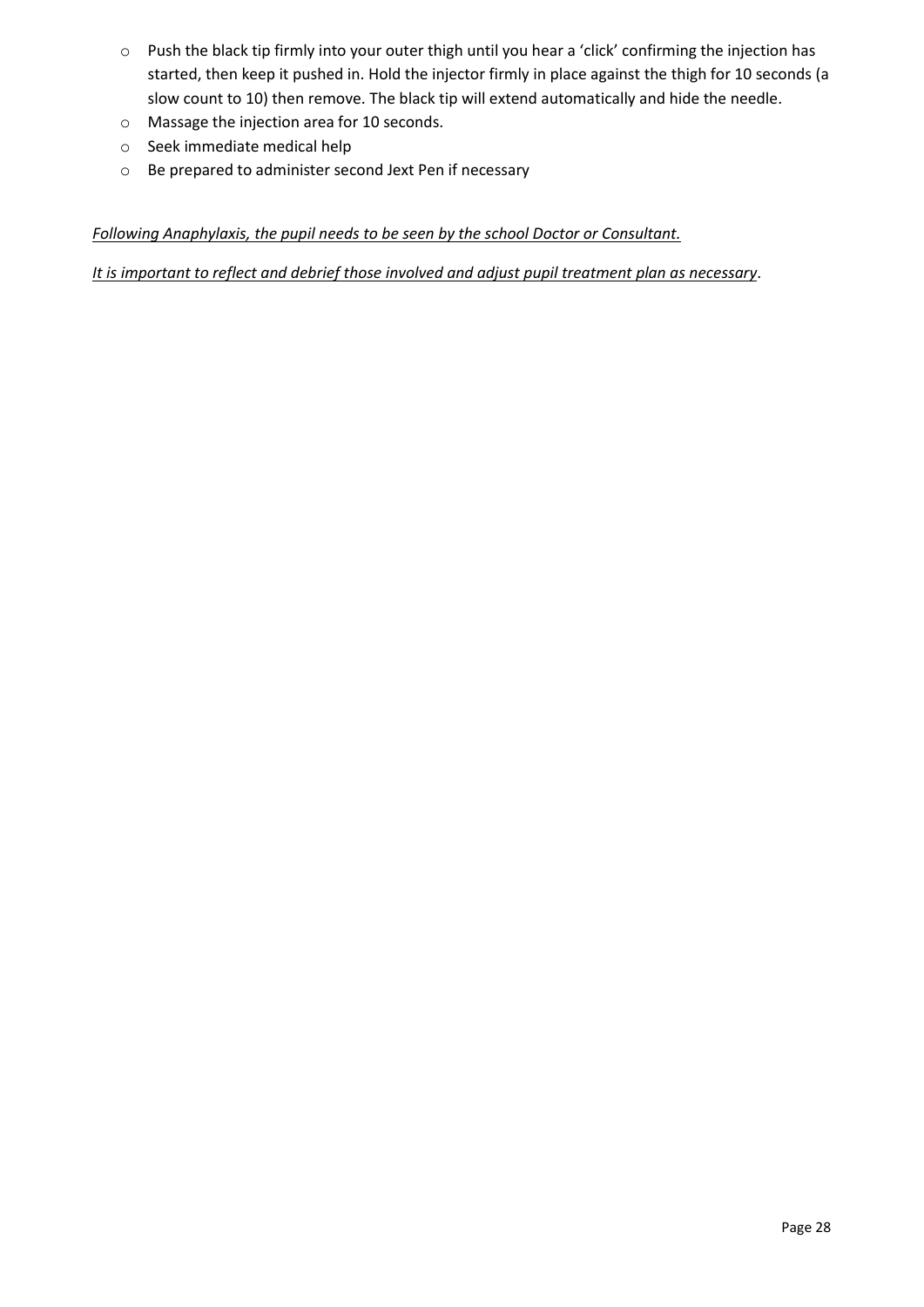- Push the black tip firmly into your outer thigh until you hear a 'click' confirming the injection has started, then keep it pushed in. Hold the injector firmly in place against the thigh for 10 seconds (a slow count to 10) then remove. The black tip will extend automatically and hide the needle.
- Massage the injection area for 10 seconds.
- Seek immediate medical help
- Be prepared to administer second Jext Pen if necessary

*Following Anaphylaxis, the pupil needs to be seen by the school Doctor or Consultant.*

*It is important to reflect and debrief those involved and adjust pupil treatment plan as necessary*.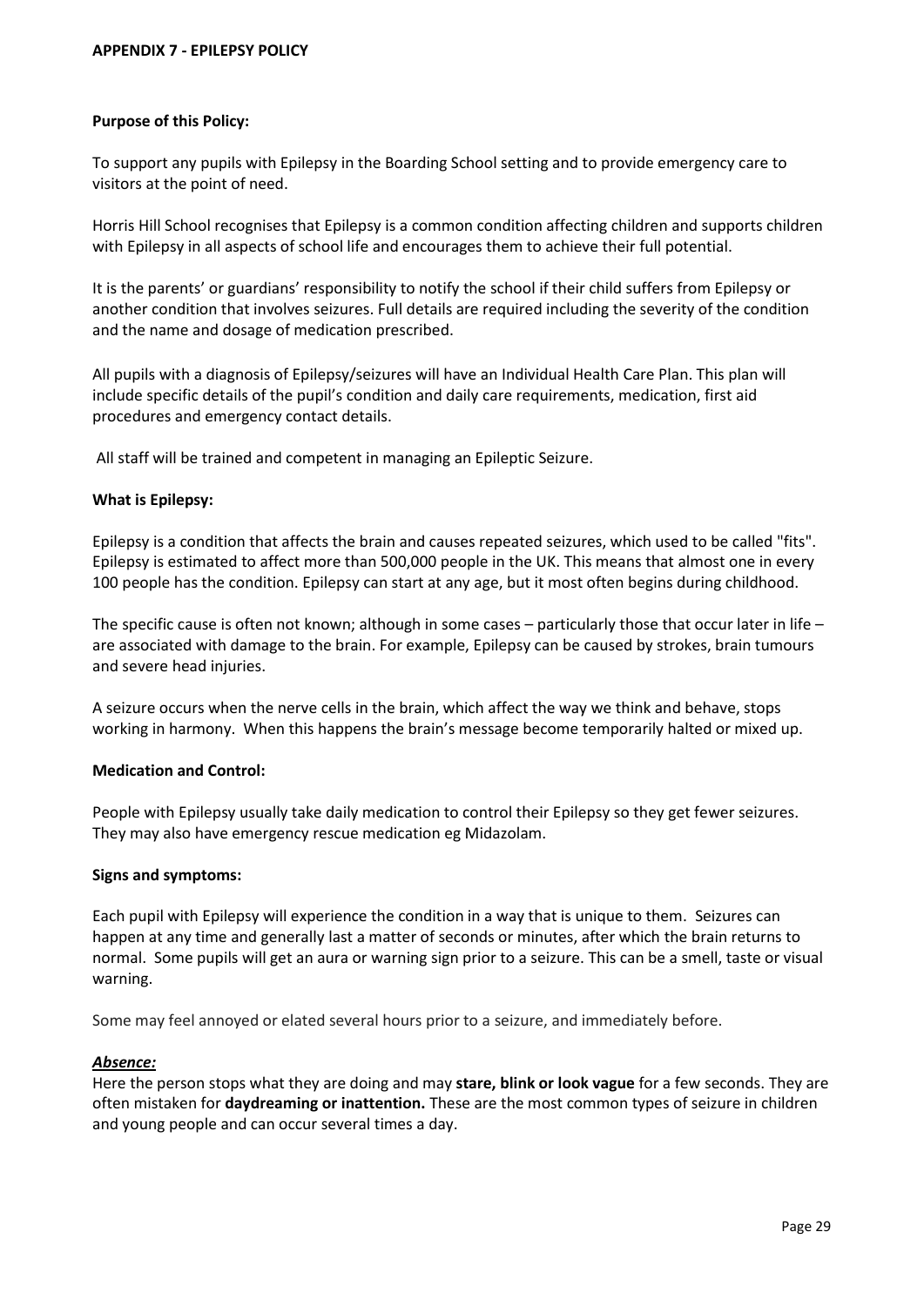## APPENDIX 7 - EPILEPSY POLICY

**Purpose of this Policy:**

To support any pupils with Epilepsy in the Boarding School setting and to provide emergency care to visitors at the point of need.

Horris Hill School recognises that Epilepsy is a common condition affecting children and supports children with Epilepsy in all aspects of school life and encourages them to achieve their full potential.

It is the parents' or guardians' responsibility to notify the school if their child suffers from Epilepsy or another condition that involves seizures. Full details are required including the severity of the condition and the name and dosage of medication prescribed.

All pupils with a diagnosis of Epilepsy/seizures will have an Individual Health Care Plan. This plan will include specific details of the pupil's condition and daily care requirements, medication, first aid procedures and emergency contact details.

All staff will be trained and competent in managing an Epileptic Seizure.

**What is Epilepsy:**

Epilepsy is a condition that affects the brain and causes repeated seizures, which used to be called "fits". Epilepsy is estimated to affect more than 500,000 people in the UK. This means that almost one in every 100 people has the condition. Epilepsy can start at any age, but it most often begins during childhood.

The specific cause is often not known; although in some cases – particularly those that occur later in life – are associated with damage to the brain. For example, Epilepsy can be caused by strokes, brain tumours and severe head injuries.

A seizure occurs when the nerve cells in the brain, which affect the way we think and behave, stops working in harmony. When this happens the brain's message become temporarily halted or mixed up.

**Medication and Control:**

People with Epilepsy usually take daily medication to control their Epilepsy so they get fewer seizures. They may also have emergency rescue medication eg Midazolam.

**Signs and symptoms:**

Each pupil with Epilepsy will experience the condition in a way that is unique to them. Seizures can happen at any time and generally last a matter of seconds or minutes, after which the brain returns to normal. Some pupils will get an aura or warning sign prior to a seizure. This can be a smell, taste or visual warning.

Some may feel annoyed or elated several hours prior to a seizure, and immediately before.

***Absence:***

Here the person stops what they are doing and may **stare, blink or look vague** for a few seconds. They are often mistaken for **daydreaming or inattention.** These are the most common types of seizure in children and young people and can occur several times a day.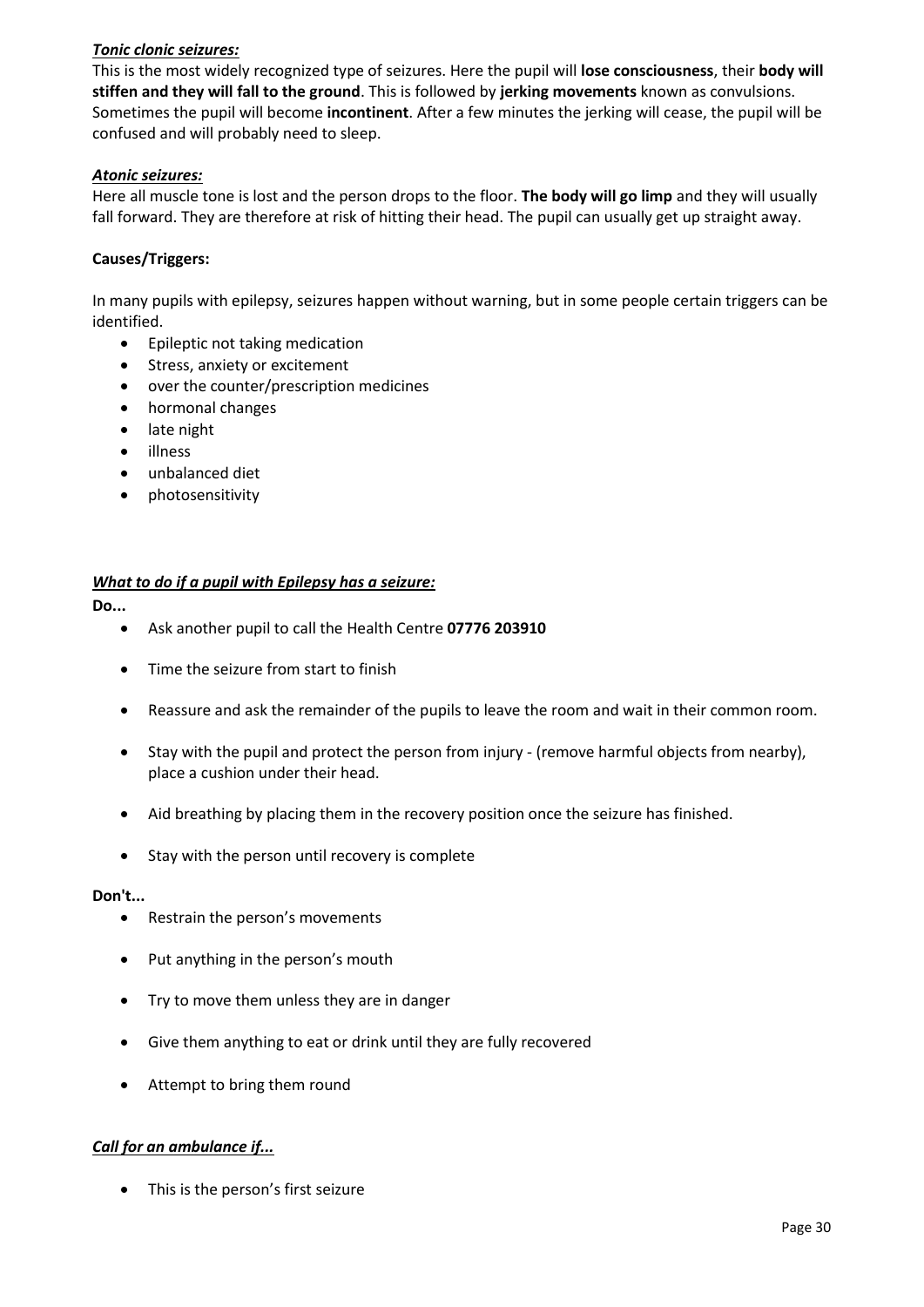***Tonic clonic seizures:***

This is the most widely recognized type of seizures. Here the pupil will **lose consciousness**, their **body will stiffen and they will fall to the ground**. This is followed by **jerking movements** known as convulsions. Sometimes the pupil will become **incontinent**. After a few minutes the jerking will cease, the pupil will be confused and will probably need to sleep.

***Atonic seizures:***

Here all muscle tone is lost and the person drops to the floor. **The body will go limp** and they will usually fall forward. They are therefore at risk of hitting their head. The pupil can usually get up straight away.

**Causes/Triggers:**

In many pupils with epilepsy, seizures happen without warning, but in some people certain triggers can be identified.

- Epileptic not taking medication
- Stress, anxiety or excitement
- over the counter/prescription medicines
- hormonal changes
- late night
- illness
- unbalanced diet
- photosensitivity

***What to do if a pupil with Epilepsy has a seizure:***

**Do...**

- Ask another pupil to call the Health Centre **07776 203910**
- Time the seizure from start to finish
- Reassure and ask the remainder of the pupils to leave the room and wait in their common room.
- Stay with the pupil and protect the person from injury - (remove harmful objects from nearby), place a cushion under their head.
- Aid breathing by placing them in the recovery position once the seizure has finished.
- Stay with the person until recovery is complete

**Don't...**

- Restrain the person's movements
- Put anything in the person's mouth
- Try to move them unless they are in danger
- Give them anything to eat or drink until they are fully recovered
- Attempt to bring them round

***Call for an ambulance if...***

- This is the person's first seizure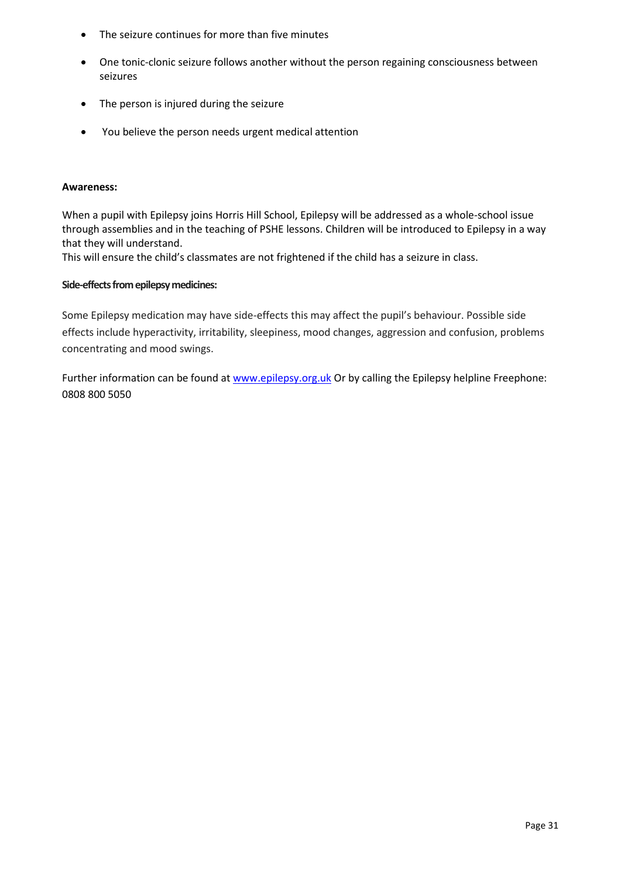- The seizure continues for more than five minutes
- One tonic-clonic seizure follows another without the person regaining consciousness between seizures
- The person is injured during the seizure
- You believe the person needs urgent medical attention

**Awareness:**

When a pupil with Epilepsy joins Horris Hill School, Epilepsy will be addressed as a whole-school issue through assemblies and in the teaching of PSHE lessons. Children will be introduced to Epilepsy in a way that they will understand.
This will ensure the child's classmates are not frightened if the child has a seizure in class.

**Side-effects from epilepsy medicines:**

Some Epilepsy medication may have side-effects this may affect the pupil's behaviour. Possible side effects include hyperactivity, irritability, sleepiness, mood changes, aggression and confusion, problems concentrating and mood swings.

Further information can be found at www.epilepsy.org.uk Or by calling the Epilepsy helpline Freephone: 0808 800 5050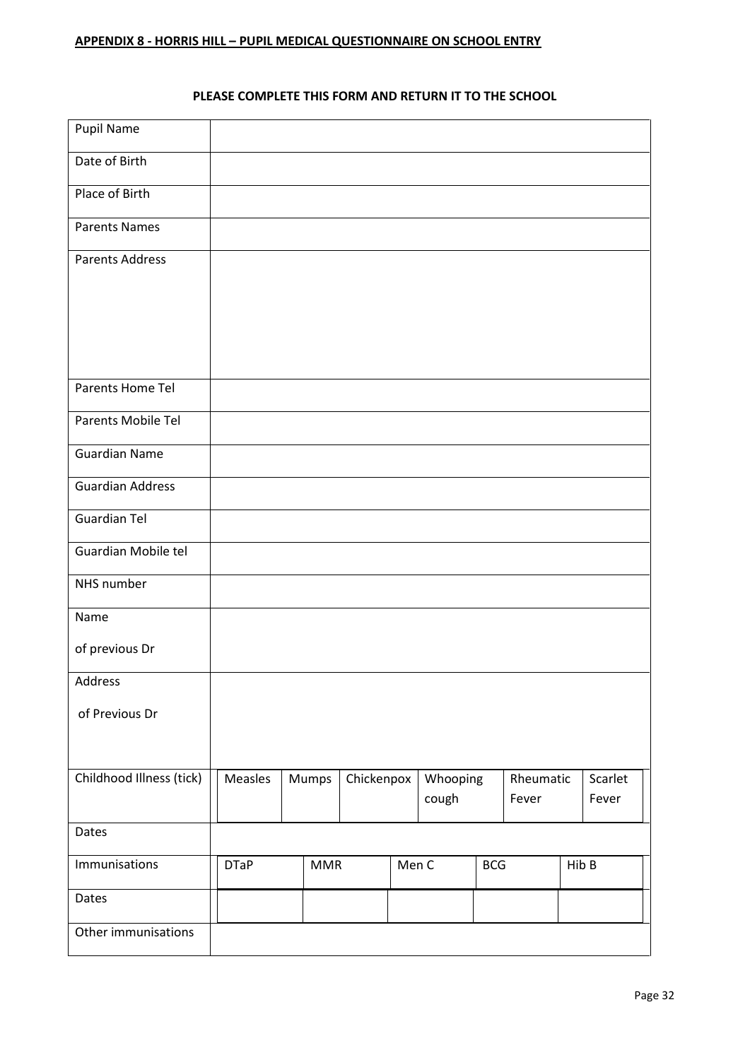**APPENDIX 8 - HORRIS HILL – PUPIL MEDICAL QUESTIONNAIRE ON SCHOOL ENTRY**

**PLEASE COMPLETE THIS FORM AND RETURN IT TO THE SCHOOL**

| Field | | | | | | |
|---|---|---|---|---|---|---|
| Pupil Name | | | | | | |
| Date of Birth | | | | | | |
| Place of Birth | | | | | | |
| Parents Names | | | | | | |
| Parents Address | | | | | | |
| Parents Home Tel | | | | | | |
| Parents Mobile Tel | | | | | | |
| Guardian Name | | | | | | |
| Guardian Address | | | | | | |
| Guardian Tel | | | | | | |
| Guardian Mobile tel | | | | | | |
| NHS number | | | | | | |
| Name of previous Dr | | | | | | |
| Address of Previous Dr | | | | | | |
| Childhood Illness (tick) | Measles | Mumps | Chickenpox | Whooping cough | Rheumatic Fever | Scarlet Fever |
| Dates | | | | | | |
| Immunisations | DTaP | MMR | Men C | BCG | Hib B | |
| Dates | | | | | | |
| Other immunisations | | | | | | |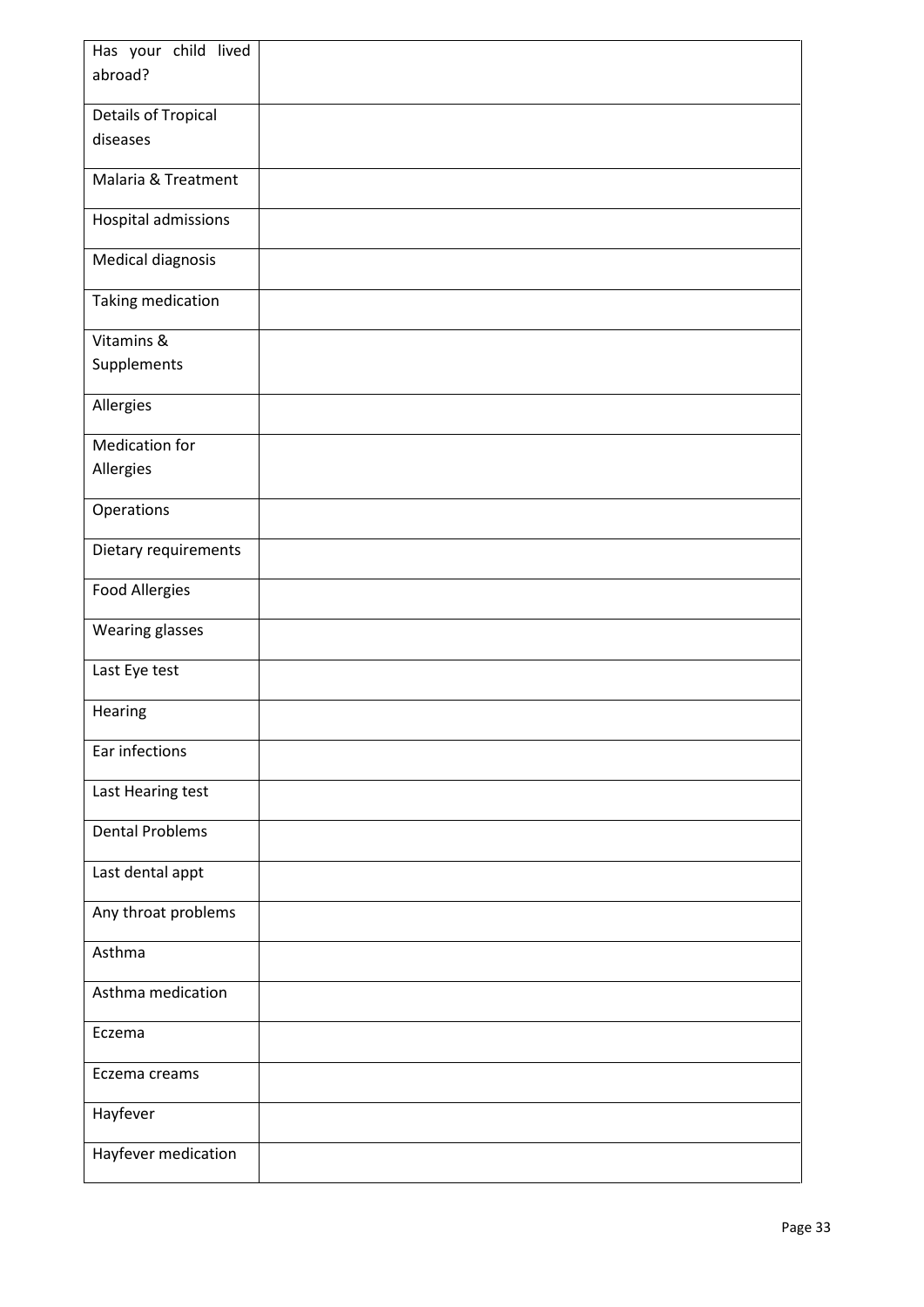| | |
|---|---|
| Has your child lived abroad? | |
| Details of Tropical diseases | |
| Malaria & Treatment | |
| Hospital admissions | |
| Medical diagnosis | |
| Taking medication | |
| Vitamins & Supplements | |
| Allergies | |
| Medication for Allergies | |
| Operations | |
| Dietary requirements | |
| Food Allergies | |
| Wearing glasses | |
| Last Eye test | |
| Hearing | |
| Ear infections | |
| Last Hearing test | |
| Dental Problems | |
| Last dental appt | |
| Any throat problems | |
| Asthma | |
| Asthma medication | |
| Eczema | |
| Eczema creams | |
| Hayfever | |
| Hayfever medication | |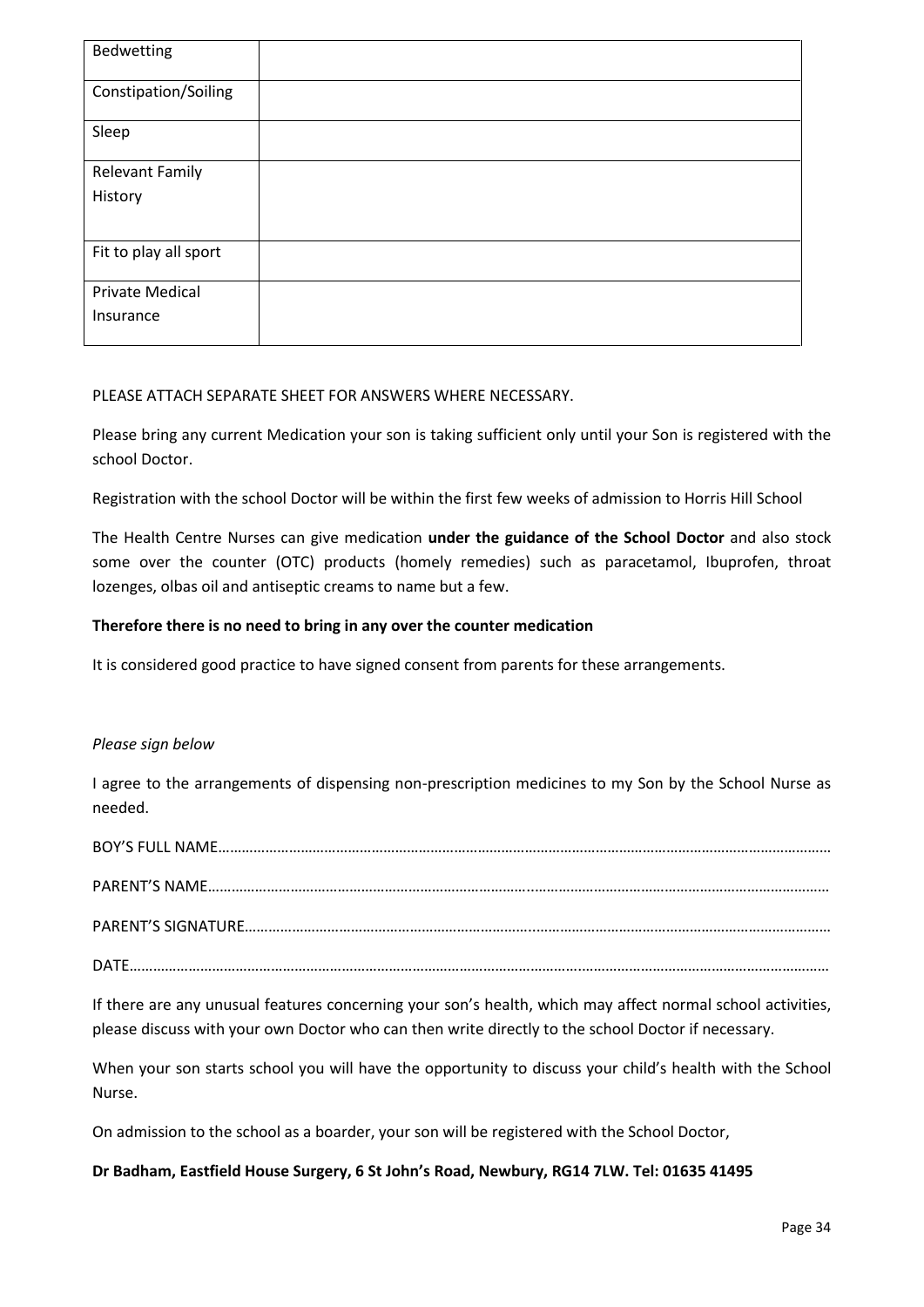| | |
|---|---|
| Bedwetting | |
| Constipation/Soiling | |
| Sleep | |
| Relevant Family History | |
| Fit to play all sport | |
| Private Medical Insurance | |

PLEASE ATTACH SEPARATE SHEET FOR ANSWERS WHERE NECESSARY.

Please bring any current Medication your son is taking sufficient only until your Son is registered with the school Doctor.

Registration with the school Doctor will be within the first few weeks of admission to Horris Hill School

The Health Centre Nurses can give medication **under the guidance of the School Doctor** and also stock some over the counter (OTC) products (homely remedies) such as paracetamol, Ibuprofen, throat lozenges, olbas oil and antiseptic creams to name but a few.

**Therefore there is no need to bring in any over the counter medication**

It is considered good practice to have signed consent from parents for these arrangements.

*Please sign below*

I agree to the arrangements of dispensing non-prescription medicines to my Son by the School Nurse as needed.

BOY'S FULL NAME……………………………………………………………………………………………………………………………………

PARENT'S NAME……………………………………………………………………………………………………………………………………

PARENT'S SIGNATURE……………………………………………………………………………………………………………………………

DATE…………………………………………………………………………………………………………………………………………………

If there are any unusual features concerning your son's health, which may affect normal school activities, please discuss with your own Doctor who can then write directly to the school Doctor if necessary.

When your son starts school you will have the opportunity to discuss your child's health with the School Nurse.

On admission to the school as a boarder, your son will be registered with the School Doctor,

**Dr Badham, Eastfield House Surgery, 6 St John's Road, Newbury, RG14 7LW. Tel: 01635 41495**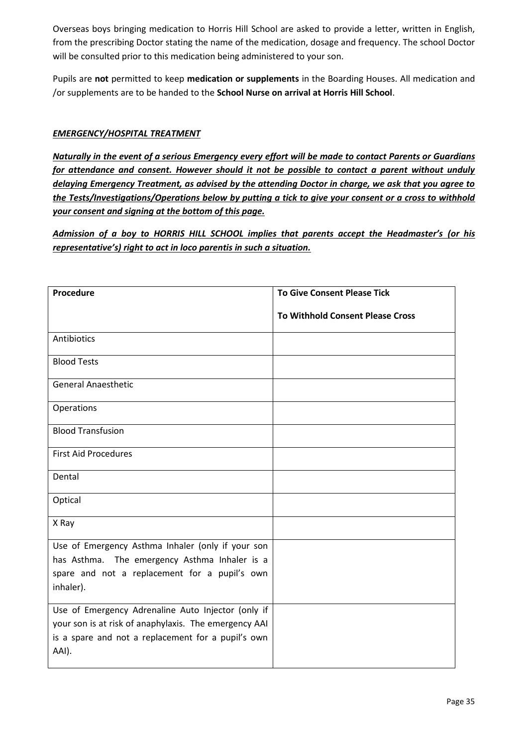Overseas boys bringing medication to Horris Hill School are asked to provide a letter, written in English, from the prescribing Doctor stating the name of the medication, dosage and frequency. The school Doctor will be consulted prior to this medication being administered to your son.

Pupils are **not** permitted to keep **medication or supplements** in the Boarding Houses. All medication and /or supplements are to be handed to the **School Nurse on arrival at Horris Hill School**.

***EMERGENCY/HOSPITAL TREATMENT***

***Naturally in the event of a serious Emergency every effort will be made to contact Parents or Guardians for attendance and consent. However should it not be possible to contact a parent without unduly delaying Emergency Treatment, as advised by the attending Doctor in charge, we ask that you agree to the Tests/Investigations/Operations below by putting a tick to give your consent or a cross to withhold your consent and signing at the bottom of this page.***

***Admission of a boy to HORRIS HILL SCHOOL implies that parents accept the Headmaster's (or his representative's) right to act in loco parentis in such a situation.***

| **Procedure** | **To Give Consent Please Tick**<br><br>**To Withhold Consent Please Cross** |
|---|---|
| Antibiotics | |
| Blood Tests | |
| General Anaesthetic | |
| Operations | |
| Blood Transfusion | |
| First Aid Procedures | |
| Dental | |
| Optical | |
| X Ray | |
| Use of Emergency Asthma Inhaler (only if your son has Asthma. The emergency Asthma Inhaler is a spare and not a replacement for a pupil's own inhaler). | |
| Use of Emergency Adrenaline Auto Injector (only if your son is at risk of anaphylaxis. The emergency AAI is a spare and not a replacement for a pupil's own AAI). | |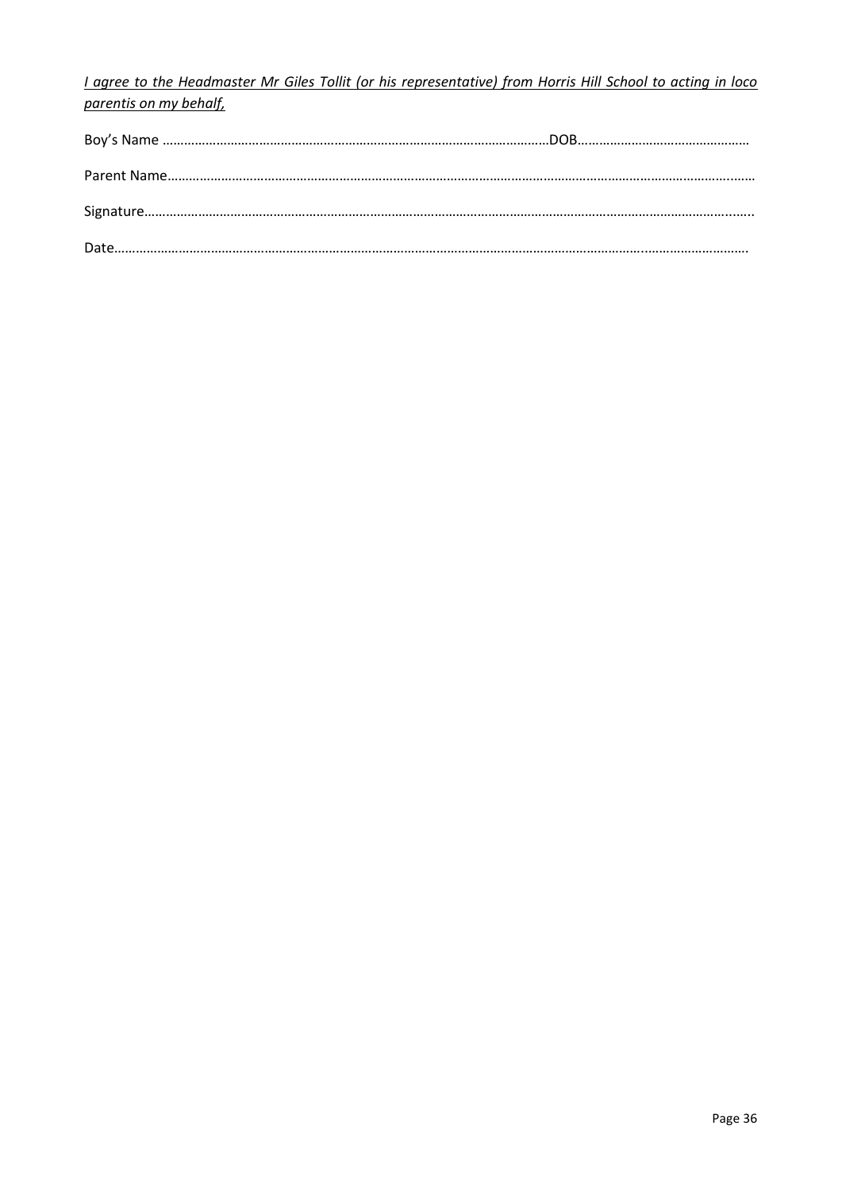*<u>I agree to the Headmaster Mr Giles Tollit (or his representative) from Horris Hill School to acting in loco parentis on my behalf,</u>*

Boy's Name ……………………………………………………………………………………………DOB…………………………………………

Parent Name……………………………………………………………………………………………………………………………………………….……

Signature……………………………………………………………………………………………………………………………………………………..….

Date…………………………………………………………………………………………………………………………………….……………………….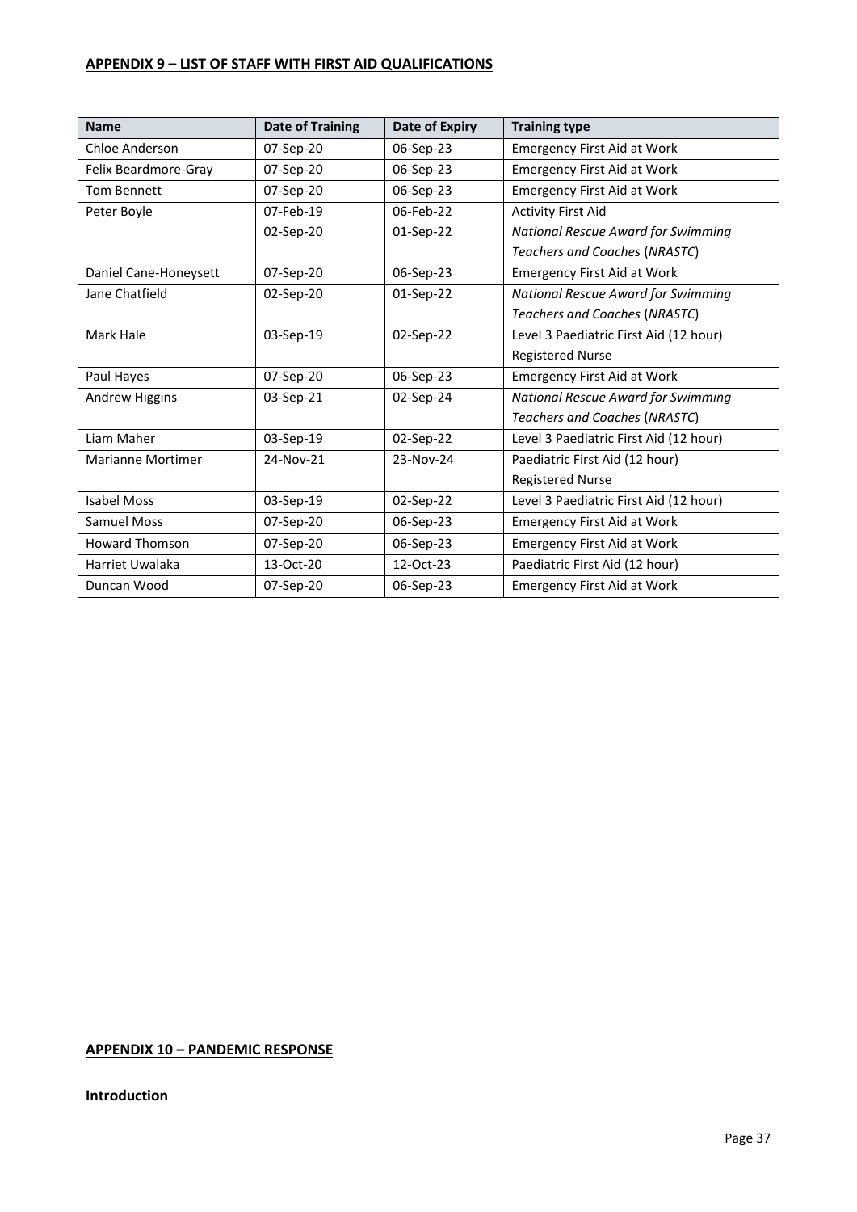## APPENDIX 9 – LIST OF STAFF WITH FIRST AID QUALIFICATIONS

| Name | Date of Training | Date of Expiry | Training type |
|---|---|---|---|
| Chloe Anderson | 07-Sep-20 | 06-Sep-23 | Emergency First Aid at Work |
| Felix Beardmore-Gray | 07-Sep-20 | 06-Sep-23 | Emergency First Aid at Work |
| Tom Bennett | 07-Sep-20 | 06-Sep-23 | Emergency First Aid at Work |
| Peter Boyle | 07-Feb-19<br>02-Sep-20 | 06-Feb-22<br>01-Sep-22 | Activity First Aid<br>*National Rescue Award for Swimming Teachers and Coaches* (*NRASTC*) |
| Daniel Cane-Honeysett | 07-Sep-20 | 06-Sep-23 | Emergency First Aid at Work |
| Jane Chatfield | 02-Sep-20 | 01-Sep-22 | *National Rescue Award for Swimming Teachers and Coaches* (*NRASTC*) |
| Mark Hale | 03-Sep-19 | 02-Sep-22 | Level 3 Paediatric First Aid (12 hour)<br>Registered Nurse |
| Paul Hayes | 07-Sep-20 | 06-Sep-23 | Emergency First Aid at Work |
| Andrew Higgins | 03-Sep-21 | 02-Sep-24 | *National Rescue Award for Swimming Teachers and Coaches* (*NRASTC*) |
| Liam Maher | 03-Sep-19 | 02-Sep-22 | Level 3 Paediatric First Aid (12 hour) |
| Marianne Mortimer | 24-Nov-21 | 23-Nov-24 | Paediatric First Aid (12 hour)<br>Registered Nurse |
| Isabel Moss | 03-Sep-19 | 02-Sep-22 | Level 3 Paediatric First Aid (12 hour) |
| Samuel Moss | 07-Sep-20 | 06-Sep-23 | Emergency First Aid at Work |
| Howard Thomson | 07-Sep-20 | 06-Sep-23 | Emergency First Aid at Work |
| Harriet Uwalaka | 13-Oct-20 | 12-Oct-23 | Paediatric First Aid (12 hour) |
| Duncan Wood | 07-Sep-20 | 06-Sep-23 | Emergency First Aid at Work |

## APPENDIX 10 – PANDEMIC RESPONSE

### Introduction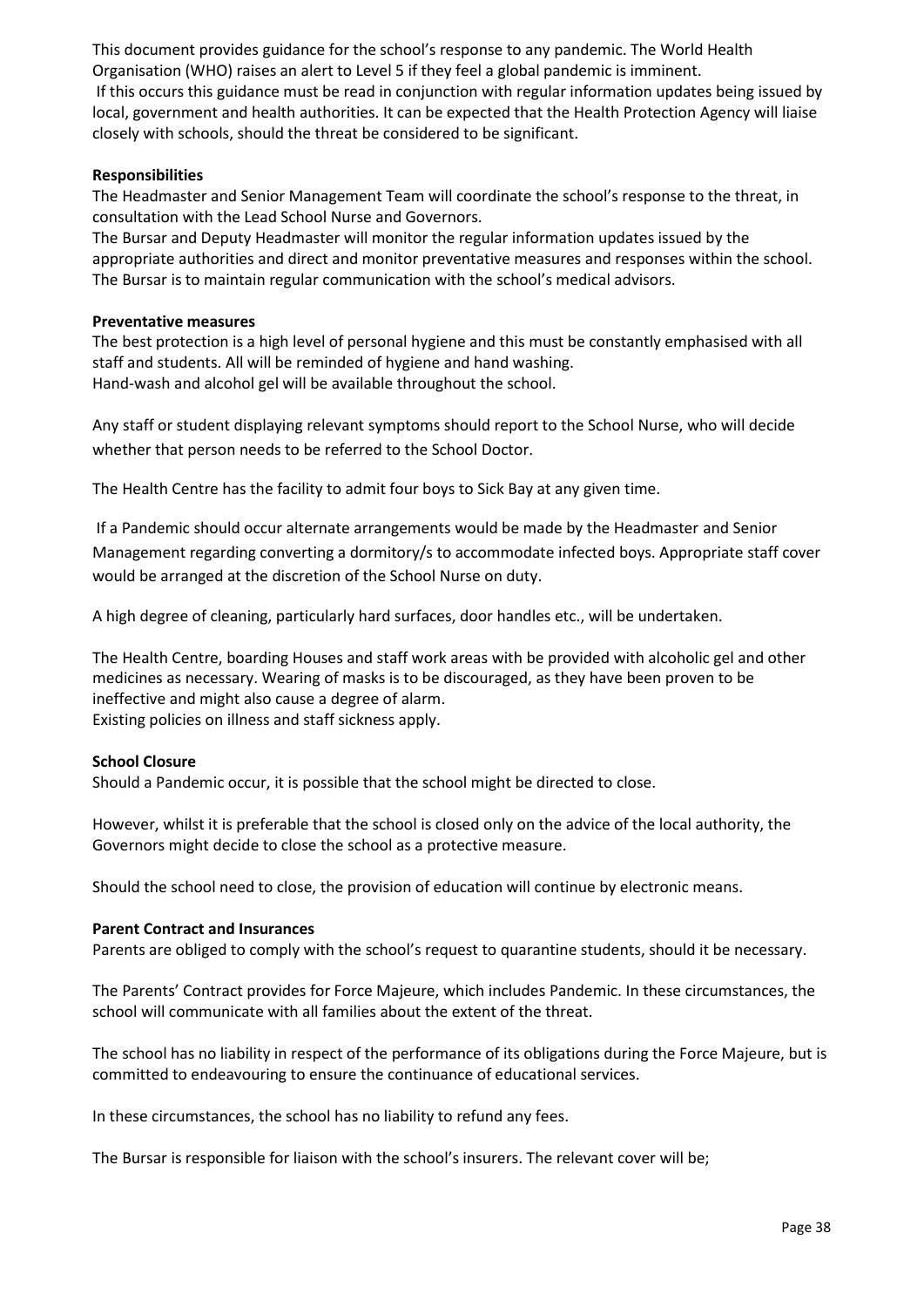This document provides guidance for the school's response to any pandemic. The World Health Organisation (WHO) raises an alert to Level 5 if they feel a global pandemic is imminent.
If this occurs this guidance must be read in conjunction with regular information updates being issued by local, government and health authorities. It can be expected that the Health Protection Agency will liaise closely with schools, should the threat be considered to be significant.

**Responsibilities**
The Headmaster and Senior Management Team will coordinate the school's response to the threat, in consultation with the Lead School Nurse and Governors.
The Bursar and Deputy Headmaster will monitor the regular information updates issued by the appropriate authorities and direct and monitor preventative measures and responses within the school. The Bursar is to maintain regular communication with the school's medical advisors.

**Preventative measures**
The best protection is a high level of personal hygiene and this must be constantly emphasised with all staff and students. All will be reminded of hygiene and hand washing.
Hand-wash and alcohol gel will be available throughout the school.

Any staff or student displaying relevant symptoms should report to the School Nurse, who will decide whether that person needs to be referred to the School Doctor.

The Health Centre has the facility to admit four boys to Sick Bay at any given time.

If a Pandemic should occur alternate arrangements would be made by the Headmaster and Senior Management regarding converting a dormitory/s to accommodate infected boys. Appropriate staff cover would be arranged at the discretion of the School Nurse on duty.

A high degree of cleaning, particularly hard surfaces, door handles etc., will be undertaken.

The Health Centre, boarding Houses and staff work areas with be provided with alcoholic gel and other medicines as necessary. Wearing of masks is to be discouraged, as they have been proven to be ineffective and might also cause a degree of alarm.
Existing policies on illness and staff sickness apply.

**School Closure**
Should a Pandemic occur, it is possible that the school might be directed to close.

However, whilst it is preferable that the school is closed only on the advice of the local authority, the Governors might decide to close the school as a protective measure.

Should the school need to close, the provision of education will continue by electronic means.

**Parent Contract and Insurances**
Parents are obliged to comply with the school's request to quarantine students, should it be necessary.

The Parents' Contract provides for Force Majeure, which includes Pandemic. In these circumstances, the school will communicate with all families about the extent of the threat.

The school has no liability in respect of the performance of its obligations during the Force Majeure, but is committed to endeavouring to ensure the continuance of educational services.

In these circumstances, the school has no liability to refund any fees.

The Bursar is responsible for liaison with the school's insurers. The relevant cover will be;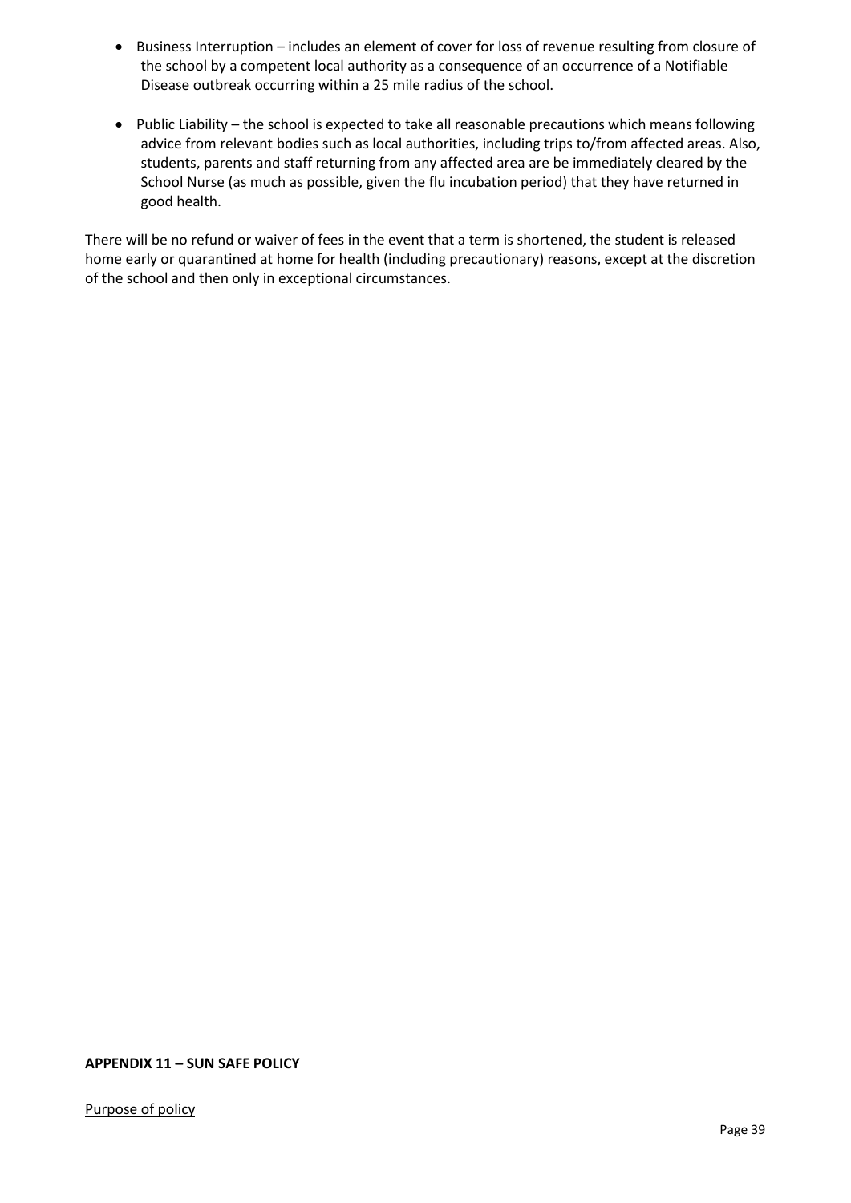- Business Interruption – includes an element of cover for loss of revenue resulting from closure of the school by a competent local authority as a consequence of an occurrence of a Notifiable Disease outbreak occurring within a 25 mile radius of the school.
- Public Liability – the school is expected to take all reasonable precautions which means following advice from relevant bodies such as local authorities, including trips to/from affected areas. Also, students, parents and staff returning from any affected area are be immediately cleared by the School Nurse (as much as possible, given the flu incubation period) that they have returned in good health.

There will be no refund or waiver of fees in the event that a term is shortened, the student is released home early or quarantined at home for health (including precautionary) reasons, except at the discretion of the school and then only in exceptional circumstances.

**APPENDIX 11 – SUN SAFE POLICY**

Purpose of policy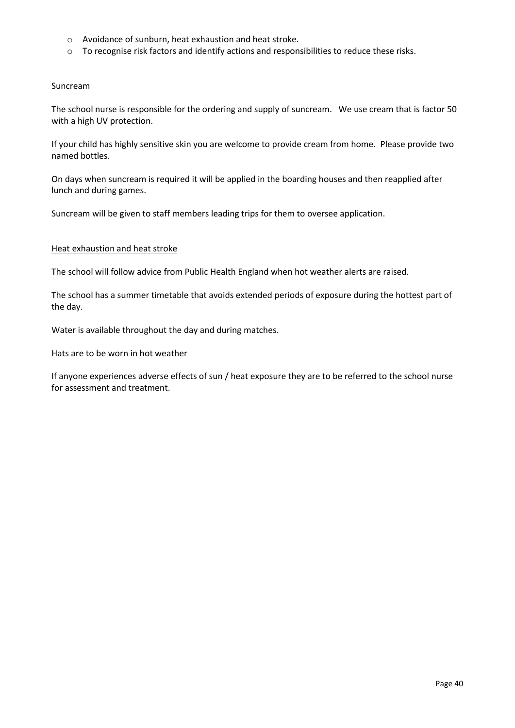- Avoidance of sunburn, heat exhaustion and heat stroke.
- To recognise risk factors and identify actions and responsibilities to reduce these risks.

Suncream

The school nurse is responsible for the ordering and supply of suncream. We use cream that is factor 50 with a high UV protection.

If your child has highly sensitive skin you are welcome to provide cream from home. Please provide two named bottles.

On days when suncream is required it will be applied in the boarding houses and then reapplied after lunch and during games.

Suncream will be given to staff members leading trips for them to oversee application.

<u>Heat exhaustion and heat stroke</u>

The school will follow advice from Public Health England when hot weather alerts are raised.

The school has a summer timetable that avoids extended periods of exposure during the hottest part of the day.

Water is available throughout the day and during matches.

Hats are to be worn in hot weather

If anyone experiences adverse effects of sun / heat exposure they are to be referred to the school nurse for assessment and treatment.